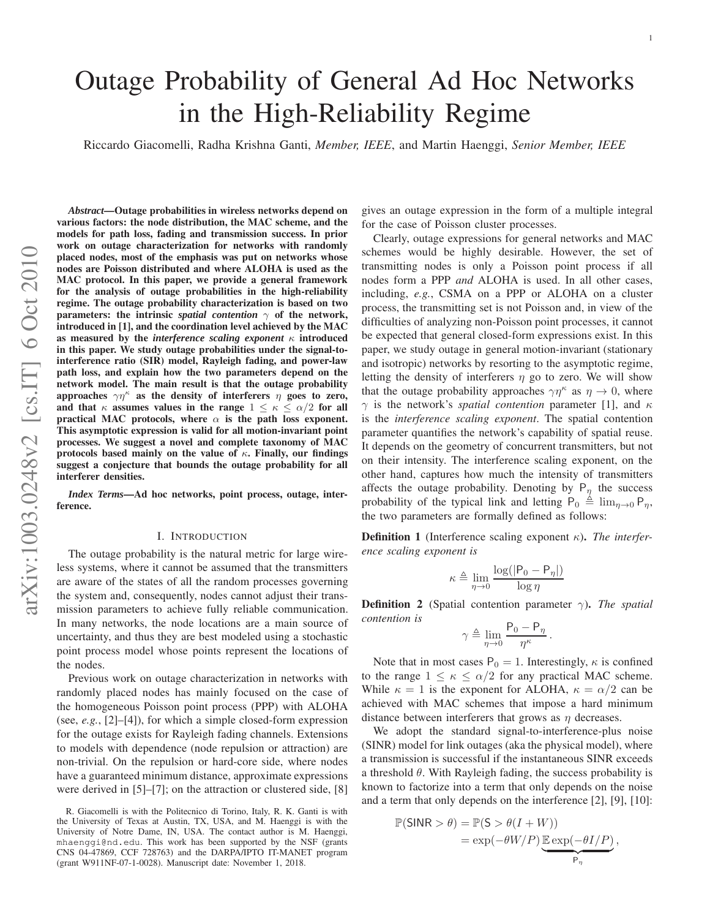# Outage Probability of General Ad Hoc Networks in the High-Reliability Regime

Riccardo Giacomelli, Radha Krishna Ganti, *Member, IEEE*, and Martin Haenggi, *Senior Member, IEEE*

***Abstract*—Outage probabilities in wireless networks depend on various factors: the node distribution, the MAC scheme, and the models for path loss, fading and transmission success. In prior work on outage characterization for networks with randomly placed nodes, most of the emphasis was put on networks whose nodes are Poisson distributed and where ALOHA is used as the MAC protocol. In this paper, we provide a general framework for the analysis of outage probabilities in the high-reliability regime. The outage probability characterization is based on two parameters: the intrinsic *spatial contention* $\gamma$ of the network, introduced in [1], and the coordination level achieved by the MAC as measured by the *interference scaling exponent* $\kappa$ introduced in this paper. We study outage probabilities under the signal-to-interference ratio (SIR) model, Rayleigh fading, and power-law path loss, and explain how the two parameters depend on the network model. The main result is that the outage probability approaches $\gamma\eta^{\kappa}$ as the density of interferers $\eta$ goes to zero, and that $\kappa$ assumes values in the range $1 \leq \kappa \leq \alpha/2$ for all practical MAC protocols, where $\alpha$ is the path loss exponent. This asymptotic expression is valid for all motion-invariant point processes. We suggest a novel and complete taxonomy of MAC protocols based mainly on the value of $\kappa$. Finally, our findings suggest a conjecture that bounds the outage probability for all interferer densities.**

***Index Terms*—Ad hoc networks, point process, outage, interference.**

## I. Introduction

The outage probability is the natural metric for large wireless systems, where it cannot be assumed that the transmitters are aware of the states of all the random processes governing the system and, consequently, nodes cannot adjust their transmission parameters to achieve fully reliable communication. In many networks, the node locations are a main source of uncertainty, and thus they are best modeled using a stochastic point process model whose points represent the locations of the nodes.

Previous work on outage characterization in networks with randomly placed nodes has mainly focused on the case of the homogeneous Poisson point process (PPP) with ALOHA (see, *e.g.*, [2]–[4]), for which a simple closed-form expression for the outage exists for Rayleigh fading channels. Extensions to models with dependence (node repulsion or attraction) are non-trivial. On the repulsion or hard-core side, where nodes have a guaranteed minimum distance, approximate expressions were derived in [5]–[7]; on the attraction or clustered side, [8] gives an outage expression in the form of a multiple integral for the case of Poisson cluster processes.

Clearly, outage expressions for general networks and MAC schemes would be highly desirable. However, the set of transmitting nodes is only a Poisson point process if all nodes form a PPP *and* ALOHA is used. In all other cases, including, *e.g.*, CSMA on a PPP or ALOHA on a cluster process, the transmitting set is not Poisson and, in view of the difficulties of analyzing non-Poisson point processes, it cannot be expected that general closed-form expressions exist. In this paper, we study outage in general motion-invariant (stationary and isotropic) networks by resorting to the asymptotic regime, letting the density of interferers $\eta$ go to zero. We will show that the outage probability approaches $\gamma\eta^{\kappa}$ as $\eta \to 0$, where $\gamma$ is the network's *spatial contention* parameter [1], and $\kappa$ is the *interference scaling exponent*. The spatial contention parameter quantifies the network's capability of spatial reuse. It depends on the geometry of concurrent transmitters, but not on their intensity. The interference scaling exponent, on the other hand, captures how much the intensity of transmitters affects the outage probability. Denoting by $\mathsf{P}_\eta$ the success probability of the typical link and letting $\mathsf{P}_0 \triangleq \lim_{\eta\to 0} \mathsf{P}_\eta$, the two parameters are formally defined as follows:

**Definition 1** (Interference scaling exponent $\kappa$)**.** *The interference scaling exponent is*

$$\kappa \triangleq \lim_{\eta\to 0} \frac{\log(|\mathsf{P}_0 - \mathsf{P}_\eta|)}{\log \eta}$$

**Definition 2** (Spatial contention parameter $\gamma$)**.** *The spatial contention is*

$$\gamma \triangleq \lim_{\eta\to 0} \frac{\mathsf{P}_0 - \mathsf{P}_\eta}{\eta^{\kappa}}.$$

Note that in most cases $\mathsf{P}_0 = 1$. Interestingly, $\kappa$ is confined to the range $1 \leq \kappa \leq \alpha/2$ for any practical MAC scheme. While $\kappa = 1$ is the exponent for ALOHA, $\kappa = \alpha/2$ can be achieved with MAC schemes that impose a hard minimum distance between interferers that grows as $\eta$ decreases.

We adopt the standard signal-to-interference-plus noise (SINR) model for link outages (aka the physical model), where a transmission is successful if the instantaneous SINR exceeds a threshold $\theta$. With Rayleigh fading, the success probability is known to factorize into a term that only depends on the noise and a term that only depends on the interference [2], [9], [10]:

$$\begin{aligned}\mathbb{P}(\mathsf{SINR} > \theta) &= \mathbb{P}(\mathsf{S} > \theta(I+W)) \\ &= \exp(-\theta W/P)\underbrace{\mathbb{E}\exp(-\theta I/P)}_{\mathsf{P}_\eta},\end{aligned}$$

R. Giacomelli is with the Politecnico di Torino, Italy, R. K. Ganti is with the University of Texas at Austin, TX, USA, and M. Haenggi is with the University of Notre Dame, IN, USA. The contact author is M. Haenggi, mhaenggi@nd.edu. This work has been supported by the NSF (grants CNS 04-47869, CCF 728763) and the DARPA/IPTO IT-MANET program (grant W911NF-07-1-0028). Manuscript date: November 1, 2018.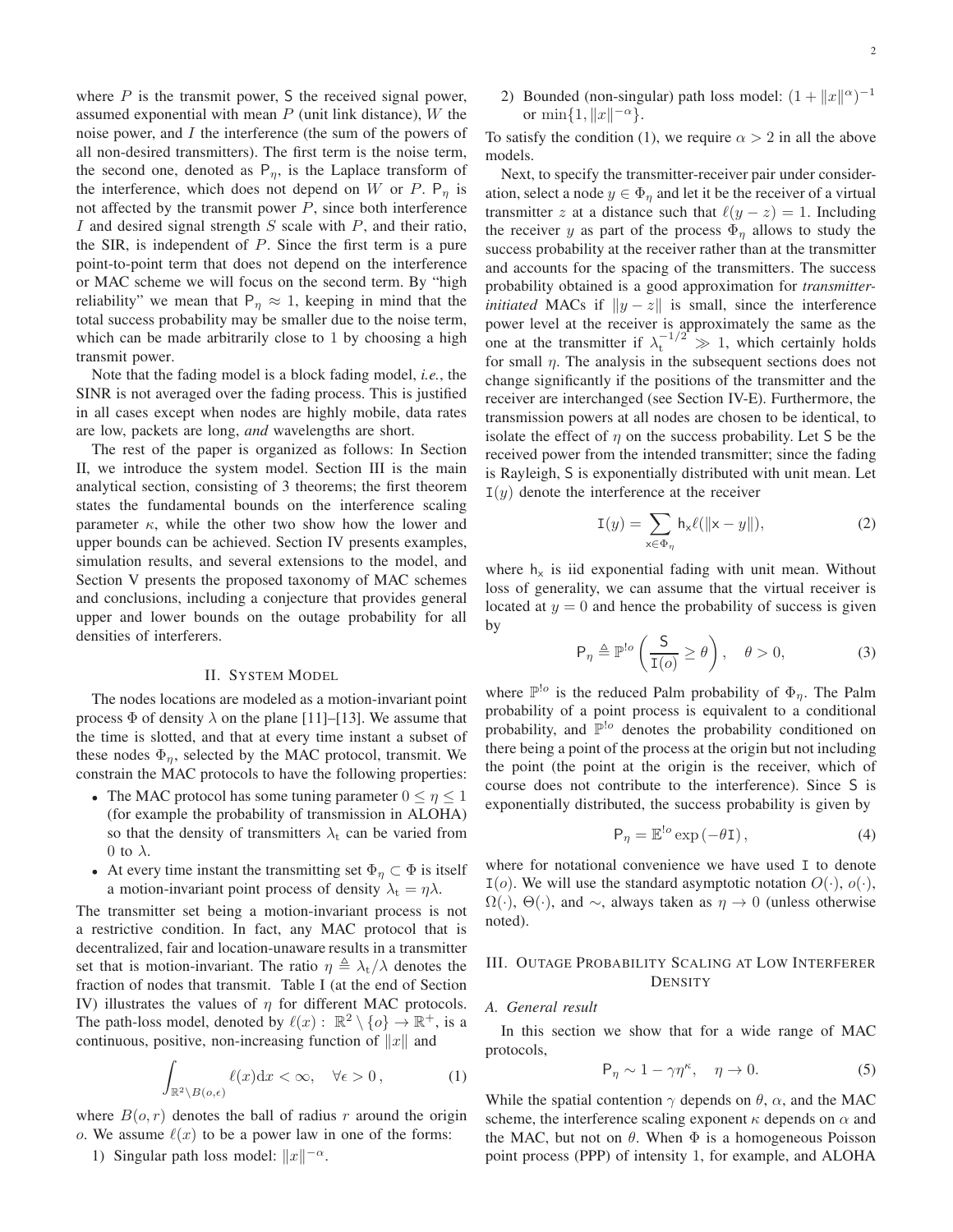where $P$ is the transmit power, $\mathsf{S}$ the received signal power, assumed exponential with mean $P$ (unit link distance), $W$ the noise power, and $I$ the interference (the sum of the powers of all non-desired transmitters). The first term is the noise term, the second one, denoted as $\mathsf{P}_\eta$, is the Laplace transform of the interference, which does not depend on $W$ or $P$. $\mathsf{P}_\eta$ is not affected by the transmit power $P$, since both interference $I$ and desired signal strength $S$ scale with $P$, and their ratio, the SIR, is independent of $P$. Since the first term is a pure point-to-point term that does not depend on the interference or MAC scheme we will focus on the second term. By "high reliability" we mean that $\mathsf{P}_\eta \approx 1$, keeping in mind that the total success probability may be smaller due to the noise term, which can be made arbitrarily close to 1 by choosing a high transmit power.

Note that the fading model is a block fading model, *i.e.*, the SINR is not averaged over the fading process. This is justified in all cases except when nodes are highly mobile, data rates are low, packets are long, *and* wavelengths are short.

The rest of the paper is organized as follows: In Section II, we introduce the system model. Section III is the main analytical section, consisting of 3 theorems; the first theorem states the fundamental bounds on the interference scaling parameter $\kappa$, while the other two show how the lower and upper bounds can be achieved. Section IV presents examples, simulation results, and several extensions to the model, and Section V presents the proposed taxonomy of MAC schemes and conclusions, including a conjecture that provides general upper and lower bounds on the outage probability for all densities of interferers.

## II. System Model

The nodes locations are modeled as a motion-invariant point process $\Phi$ of density $\lambda$ on the plane [11]–[13]. We assume that the time is slotted, and that at every time instant a subset of these nodes $\Phi_\eta$, selected by the MAC protocol, transmit. We constrain the MAC protocols to have the following properties:

- The MAC protocol has some tuning parameter $0 \leq \eta \leq 1$ (for example the probability of transmission in ALOHA) so that the density of transmitters $\lambda_{\rm t}$ can be varied from 0 to $\lambda$.
- At every time instant the transmitting set $\Phi_\eta \subset \Phi$ is itself a motion-invariant point process of density $\lambda_{\rm t} = \eta\lambda$.

The transmitter set being a motion-invariant process is not a restrictive condition. In fact, any MAC protocol that is decentralized, fair and location-unaware results in a transmitter set that is motion-invariant. The ratio $\eta \triangleq \lambda_{\rm t}/\lambda$ denotes the fraction of nodes that transmit. Table I (at the end of Section IV) illustrates the values of $\eta$ for different MAC protocols. The path-loss model, denoted by $\ell(x):\ \mathbb{R}^2 \setminus \{o\} \to \mathbb{R}^+$, is a continuous, positive, non-increasing function of $\|x\|$ and

$$\int_{\mathbb{R}^2 \setminus B(o,\epsilon)} \ell(x)\mathrm{d}x < \infty, \quad \forall \epsilon > 0\,, \tag{1}$$

where $B(o,r)$ denotes the ball of radius $r$ around the origin $o$. We assume $\ell(x)$ to be a power law in one of the forms:

1) Singular path loss model: $\|x\|^{-\alpha}$.
2) Bounded (non-singular) path loss model: $(1+\|x\|^\alpha)^{-1}$ or $\min\{1, \|x\|^{-\alpha}\}$.

To satisfy the condition (1), we require $\alpha > 2$ in all the above models.

Next, to specify the transmitter-receiver pair under consideration, select a node $y \in \Phi_\eta$ and let it be the receiver of a virtual transmitter $z$ at a distance such that $\ell(y-z) = 1$. Including the receiver $y$ as part of the process $\Phi_\eta$ allows to study the success probability at the receiver rather than at the transmitter and accounts for the spacing of the transmitters. The success probability obtained is a good approximation for *transmitter-initiated* MACs if $\|y-z\|$ is small, since the interference power level at the receiver is approximately the same as the one at the transmitter if $\lambda_{\rm t}^{-1/2} \gg 1$, which certainly holds for small $\eta$. The analysis in the subsequent sections does not change significantly if the positions of the transmitter and the receiver are interchanged (see Section IV-E). Furthermore, the transmission powers at all nodes are chosen to be identical, to isolate the effect of $\eta$ on the success probability. Let $\mathsf{S}$ be the received power from the intended transmitter; since the fading is Rayleigh, $\mathsf{S}$ is exponentially distributed with unit mean. Let $\mathtt{I}(y)$ denote the interference at the receiver

$$\mathtt{I}(y) = \sum_{\mathsf{x} \in \Phi_\eta} \mathsf{h}_\mathsf{x} \ell(\|\mathsf{x} - y\|), \tag{2}$$

where $\mathsf{h}_\mathsf{x}$ is iid exponential fading with unit mean. Without loss of generality, we can assume that the virtual receiver is located at $y = 0$ and hence the probability of success is given by

$$\mathsf{P}_\eta \triangleq \mathbb{P}^{!o}\left(\frac{\mathsf{S}}{\mathtt{I}(o)} \geq \theta\right), \quad \theta > 0, \tag{3}$$

where $\mathbb{P}^{!o}$ is the reduced Palm probability of $\Phi_\eta$. The Palm probability of a point process is equivalent to a conditional probability, and $\mathbb{P}^{!o}$ denotes the probability conditioned on there being a point of the process at the origin but not including the point (the point at the origin is the receiver, which of course does not contribute to the interference). Since $\mathsf{S}$ is exponentially distributed, the success probability is given by

$$\mathsf{P}_\eta = \mathbb{E}^{!o} \exp\left(-\theta \mathtt{I}\right), \tag{4}$$

where for notational convenience we have used $\mathtt{I}$ to denote $\mathtt{I}(o)$. We will use the standard asymptotic notation $O(\cdot)$, $o(\cdot)$, $\Omega(\cdot)$, $\Theta(\cdot)$, and $\sim$, always taken as $\eta \to 0$ (unless otherwise noted).

## III. Outage Probability Scaling at Low Interferer Density

### A. General result

In this section we show that for a wide range of MAC protocols,

$$\mathsf{P}_\eta \sim 1 - \gamma\eta^\kappa, \quad \eta \to 0. \tag{5}$$

While the spatial contention $\gamma$ depends on $\theta$, $\alpha$, and the MAC scheme, the interference scaling exponent $\kappa$ depends on $\alpha$ and the MAC, but not on $\theta$. When $\Phi$ is a homogeneous Poisson point process (PPP) of intensity 1, for example, and ALOHA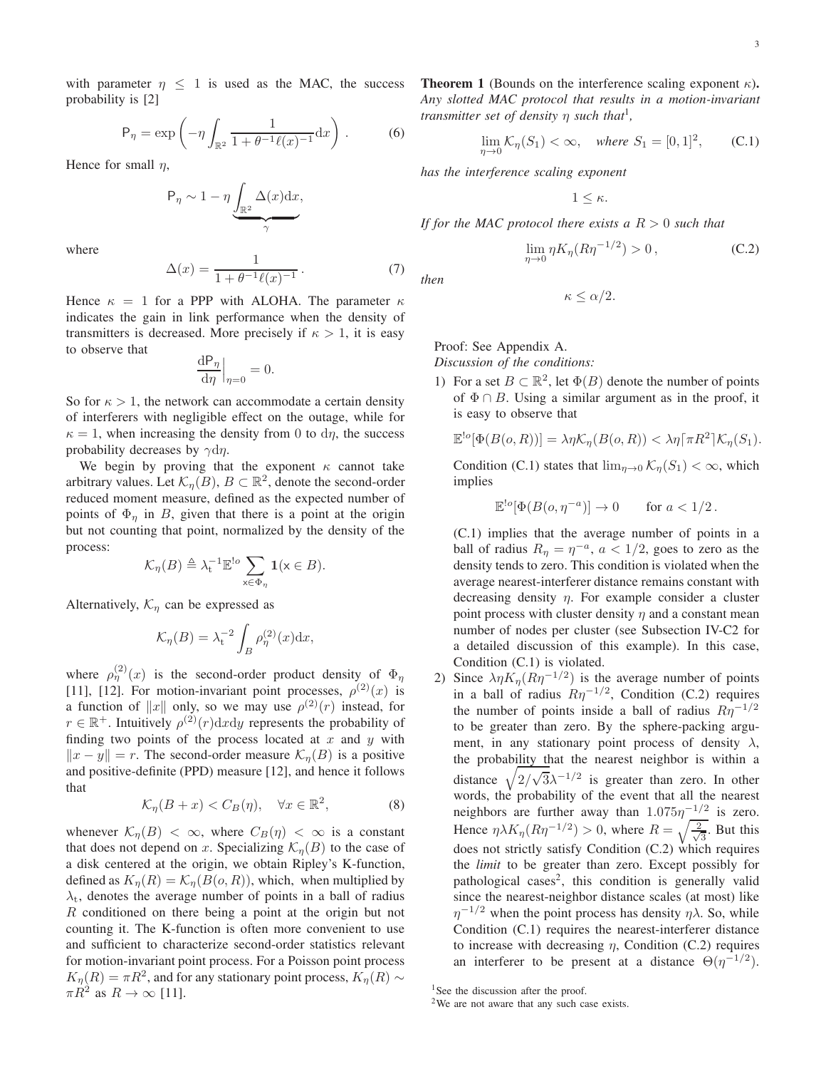with parameter $\eta \leq 1$ is used as the MAC, the success probability is [2]

$$\mathsf{P}_\eta = \exp\left(-\eta \int_{\mathbb{R}^2} \frac{1}{1+\theta^{-1}\ell(x)^{-1}} \mathrm{d}x\right). \tag{6}$$

Hence for small $\eta$,

$$\mathsf{P}_\eta \sim 1 - \eta \underbrace{\int_{\mathbb{R}^2} \Delta(x) \mathrm{d}x}_{\gamma},$$

where

$$\Delta(x) = \frac{1}{1+\theta^{-1}\ell(x)^{-1}}. \tag{7}$$

Hence $\kappa = 1$ for a PPP with ALOHA. The parameter $\kappa$ indicates the gain in link performance when the density of transmitters is decreased. More precisely if $\kappa > 1$, it is easy to observe that

$$\frac{\mathrm{d}\mathsf{P}_\eta}{\mathrm{d}\eta}\Big|_{\eta=0} = 0.$$

So for $\kappa > 1$, the network can accommodate a certain density of interferers with negligible effect on the outage, while for $\kappa = 1$, when increasing the density from 0 to $\mathrm{d}\eta$, the success probability decreases by $\gamma \mathrm{d}\eta$.

We begin by proving that the exponent $\kappa$ cannot take arbitrary values. Let $\mathcal{K}_\eta(B)$, $B \subset \mathbb{R}^2$, denote the second-order reduced moment measure, defined as the expected number of points of $\Phi_\eta$ in $B$, given that there is a point at the origin but not counting that point, normalized by the density of the process:

$$\mathcal{K}_\eta(B) \triangleq \lambda_{\mathrm{t}}^{-1} \mathbb{E}^{!o} \sum_{\mathsf{x} \in \Phi_\eta} \mathbf{1}(\mathsf{x} \in B).$$

Alternatively, $\mathcal{K}_\eta$ can be expressed as

$$\mathcal{K}_\eta(B) = \lambda_{\mathrm{t}}^{-2} \int_B \rho_\eta^{(2)}(x) \mathrm{d}x,$$

where $\rho_\eta^{(2)}(x)$ is the second-order product density of $\Phi_\eta$ [11], [12]. For motion-invariant point processes, $\rho^{(2)}(x)$ is a function of $\|x\|$ only, so we may use $\rho^{(2)}(r)$ instead, for $r \in \mathbb{R}^+$. Intuitively $\rho^{(2)}(r)\mathrm{d}x\mathrm{d}y$ represents the probability of finding two points of the process located at $x$ and $y$ with $\|x - y\| = r$. The second-order measure $\mathcal{K}_\eta(B)$ is a positive and positive-definite (PPD) measure [12], and hence it follows that

$$\mathcal{K}_\eta(B + x) < C_B(\eta), \quad \forall x \in \mathbb{R}^2, \tag{8}$$

whenever $\mathcal{K}_\eta(B) < \infty$, where $C_B(\eta) < \infty$ is a constant that does not depend on $x$. Specializing $\mathcal{K}_\eta(B)$ to the case of a disk centered at the origin, we obtain Ripley's K-function, defined as $K_\eta(R) = \mathcal{K}_\eta(B(o, R))$, which, when multiplied by $\lambda_{\mathrm{t}}$, denotes the average number of points in a ball of radius $R$ conditioned on there being a point at the origin but not counting it. The K-function is often more convenient to use and sufficient to characterize second-order statistics relevant for motion-invariant point process. For a Poisson point process $K_\eta(R) = \pi R^2$, and for any stationary point process, $K_\eta(R) \sim \pi R^2$ as $R \to \infty$ [11].

**Theorem 1** (Bounds on the interference scaling exponent $\kappa$)**.** *Any slotted MAC protocol that results in a motion-invariant transmitter set of density $\eta$ such that*[1]*,*

$$\lim_{\eta \to 0} \mathcal{K}_\eta(S_1) < \infty, \quad \textit{where } S_1 = [0,1]^2, \tag{C.1}$$

*has the interference scaling exponent*

$$1 \leq \kappa.$$

*If for the MAC protocol there exists a $R > 0$ such that*

$$\lim_{\eta \to 0} \eta K_\eta(R\eta^{-1/2}) > 0, \tag{C.2}$$

*then*

$$\kappa \leq \alpha/2.$$

Proof: See Appendix A.

*Discussion of the conditions:*

1) For a set $B \subset \mathbb{R}^2$, let $\Phi(B)$ denote the number of points of $\Phi \cap B$. Using a similar argument as in the proof, it is easy to observe that

$$\mathbb{E}^{!o}[\Phi(B(o,R))] = \lambda\eta\mathcal{K}_\eta(B(o,R)) < \lambda\eta\lceil \pi R^2 \rceil \mathcal{K}_\eta(S_1).$$

Condition (C.1) states that $\lim_{\eta\to 0} \mathcal{K}_\eta(S_1) < \infty$, which implies

$$\mathbb{E}^{!o}[\Phi(B(o,\eta^{-a})] \to 0 \qquad \text{for } a < 1/2\,.$$

(C.1) implies that the average number of points in a ball of radius $R_\eta = \eta^{-a}$, $a < 1/2$, goes to zero as the density tends to zero. This condition is violated when the average nearest-interferer distance remains constant with decreasing density $\eta$. For example consider a cluster point process with cluster density $\eta$ and a constant mean number of nodes per cluster (see Subsection IV-C2 for a detailed discussion of this example). In this case, Condition (C.1) is violated.

2) Since $\lambda\eta K_\eta(R\eta^{-1/2})$ is the average number of points in a ball of radius $R\eta^{-1/2}$, Condition (C.2) requires the number of points inside a ball of radius $R\eta^{-1/2}$ to be greater than zero. By the sphere-packing argument, in any stationary point process of density $\lambda$, the probability that the nearest neighbor is within a distance $\sqrt{2/\sqrt{3}}\lambda^{-1/2}$ is greater than zero. In other words, the probability of the event that all the nearest neighbors are further away than $1.075\eta^{-1/2}$ is zero. Hence $\eta\lambda K_\eta(R\eta^{-1/2}) > 0$, where $R = \sqrt{\frac{2}{\sqrt{3}}}$. But this does not strictly satisfy Condition (C.2) which requires the *limit* to be greater than zero. Except possibly for pathological cases[2], this condition is generally valid since the nearest-neighbor distance scales (at most) like $\eta^{-1/2}$ when the point process has density $\eta\lambda$. So, while Condition (C.1) requires the nearest-interferer distance to increase with decreasing $\eta$, Condition (C.2) requires an interferer to be present at a distance $\Theta(\eta^{-1/2})$.

[1] See the discussion after the proof.

[2] We are not aware that any such case exists.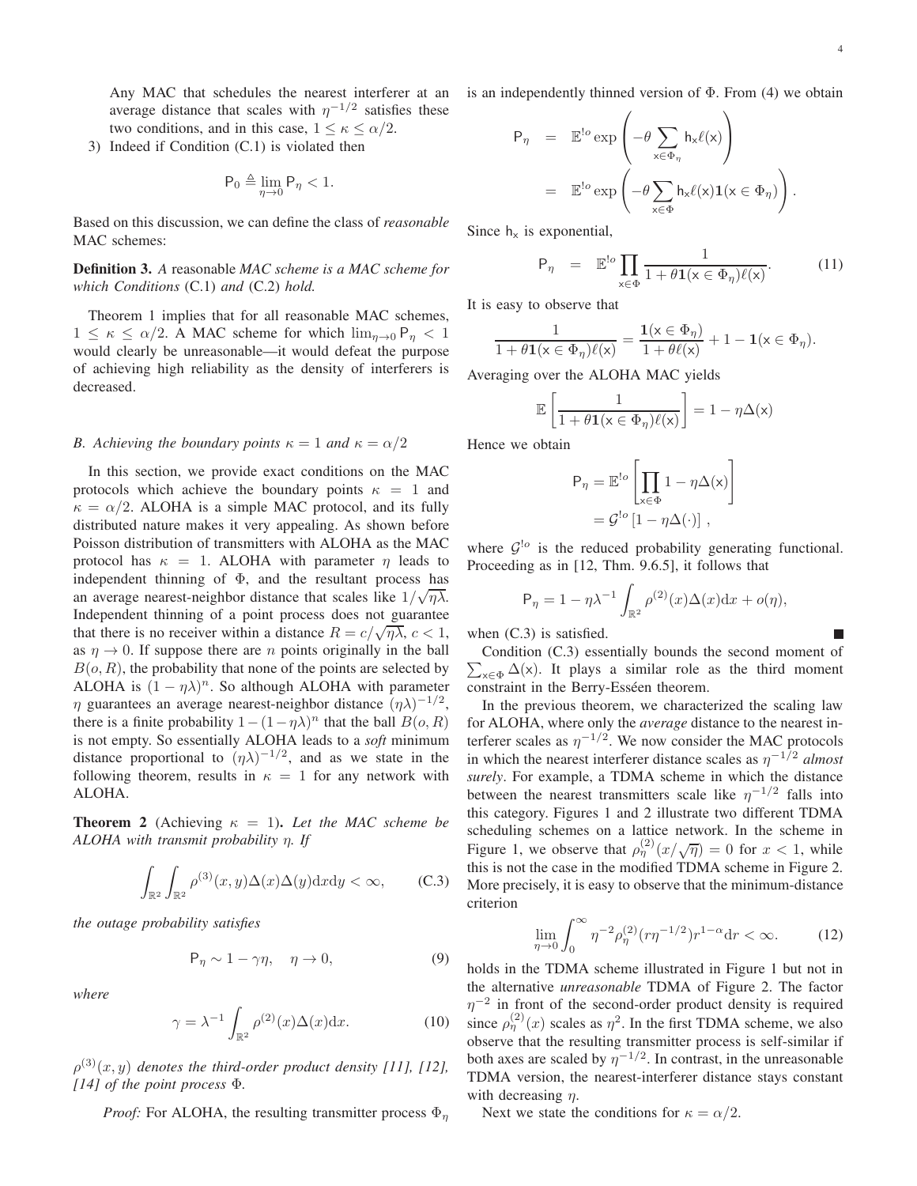Any MAC that schedules the nearest interferer at an average distance that scales with $\eta^{-1/2}$ satisfies these two conditions, and in this case, $1 \leq \kappa \leq \alpha/2$.

3) Indeed if Condition (C.1) is violated then

$$\mathsf{P}_0 \triangleq \lim_{\eta \to 0} \mathsf{P}_\eta < 1.$$

Based on this discussion, we can define the class of *reasonable* MAC schemes:

**Definition 3.** *A* reasonable *MAC scheme is a MAC scheme for which Conditions* (C.1) *and* (C.2) *hold.*

Theorem 1 implies that for all reasonable MAC schemes, $1 \leq \kappa \leq \alpha/2$. A MAC scheme for which $\lim_{\eta\to 0} \mathsf{P}_\eta < 1$ would clearly be unreasonable—it would defeat the purpose of achieving high reliability as the density of interferers is decreased.

### B. Achieving the boundary points $\kappa = 1$ and $\kappa = \alpha/2$

In this section, we provide exact conditions on the MAC protocols which achieve the boundary points $\kappa = 1$ and $\kappa = \alpha/2$. ALOHA is a simple MAC protocol, and its fully distributed nature makes it very appealing. As shown before Poisson distribution of transmitters with ALOHA as the MAC protocol has $\kappa = 1$. ALOHA with parameter $\eta$ leads to independent thinning of $\Phi$, and the resultant process has an average nearest-neighbor distance that scales like $1/\sqrt{\eta\lambda}$. Independent thinning of a point process does not guarantee that there is no receiver within a distance $R = c/\sqrt{\eta\lambda}$, $c < 1$, as $\eta \to 0$. If suppose there are $n$ points originally in the ball $B(o, R)$, the probability that none of the points are selected by ALOHA is $(1 - \eta\lambda)^n$. So although ALOHA with parameter $\eta$ guarantees an average nearest-neighbor distance $(\eta\lambda)^{-1/2}$, there is a finite probability $1-(1-\eta\lambda)^n$ that the ball $B(o, R)$ is not empty. So essentially ALOHA leads to a *soft* minimum distance proportional to $(\eta\lambda)^{-1/2}$, and as we state in the following theorem, results in $\kappa = 1$ for any network with ALOHA.

**Theorem 2** (Achieving $\kappa = 1$)**.** *Let the MAC scheme be ALOHA with transmit probability $\eta$. If*

$$\int_{\mathbb{R}^2}\int_{\mathbb{R}^2} \rho^{(3)}(x, y)\Delta(x)\Delta(y)\mathrm{d}x\mathrm{d}y < \infty, \qquad \text{(C.3)}$$

*the outage probability satisfies*

$$\mathsf{P}_\eta \sim 1 - \gamma\eta, \quad \eta \to 0, \tag{9}$$

*where*

$$\gamma = \lambda^{-1}\int_{\mathbb{R}^2} \rho^{(2)}(x)\Delta(x)\mathrm{d}x. \tag{10}$$

*$\rho^{(3)}(x, y)$ denotes the third-order product density [11], [12], [14] of the point process $\Phi$.*

*Proof:* For ALOHA, the resulting transmitter process $\Phi_\eta$ is an independently thinned version of $\Phi$. From (4) we obtain

$$\begin{aligned}
\mathsf{P}_\eta &= \mathbb{E}^{!o}\exp\left(-\theta\sum_{\mathsf{x}\in\Phi_\eta} \mathsf{h}_\mathsf{x}\ell(\mathsf{x})\right) \\
&= \mathbb{E}^{!o}\exp\left(-\theta\sum_{\mathsf{x}\in\Phi} \mathsf{h}_\mathsf{x}\ell(\mathsf{x})\mathbf{1}(\mathsf{x}\in\Phi_\eta)\right).
\end{aligned}$$

Since $\mathsf{h}_\mathsf{x}$ is exponential,

$$\mathsf{P}_\eta = \mathbb{E}^{!o}\prod_{\mathsf{x}\in\Phi}\frac{1}{1+\theta\mathbf{1}(\mathsf{x}\in\Phi_\eta)\ell(\mathsf{x})}. \tag{11}$$

It is easy to observe that

$$\frac{1}{1+\theta\mathbf{1}(\mathsf{x}\in\Phi_\eta)\ell(\mathsf{x})} = \frac{\mathbf{1}(\mathsf{x}\in\Phi_\eta)}{1+\theta\ell(\mathsf{x})} + 1 - \mathbf{1}(\mathsf{x}\in\Phi_\eta).$$

Averaging over the ALOHA MAC yields

$$\mathbb{E}\left[\frac{1}{1+\theta\mathbf{1}(\mathsf{x}\in\Phi_\eta)\ell(\mathsf{x})}\right] = 1 - \eta\Delta(\mathsf{x})$$

Hence we obtain

$$\begin{aligned}
\mathsf{P}_\eta &= \mathbb{E}^{!o}\left[\prod_{\mathsf{x}\in\Phi} 1 - \eta\Delta(\mathsf{x})\right] \\
&= \mathcal{G}^{!o}\left[1 - \eta\Delta(\cdot)\right],
\end{aligned}$$

where $\mathcal{G}^{!o}$ is the reduced probability generating functional. Proceeding as in [12, Thm. 9.6.5], it follows that

$$\mathsf{P}_\eta = 1 - \eta\lambda^{-1}\int_{\mathbb{R}^2}\rho^{(2)}(x)\Delta(x)\mathrm{d}x + o(\eta),$$

when (C.3) is satisfied. ■

Condition (C.3) essentially bounds the second moment of $\sum_{\mathsf{x}\in\Phi}\Delta(\mathsf{x})$. It plays a similar role as the third moment constraint in the Berry-Esséen theorem.

In the previous theorem, we characterized the scaling law for ALOHA, where only the *average* distance to the nearest interferer scales as $\eta^{-1/2}$. We now consider the MAC protocols in which the nearest interferer distance scales as $\eta^{-1/2}$ *almost surely*. For example, a TDMA scheme in which the distance between the nearest transmitters scale like $\eta^{-1/2}$ falls into this category. Figures 1 and 2 illustrate two different TDMA scheduling schemes on a lattice network. In the scheme in Figure 1, we observe that $\rho^{(2)}_\eta(x/\sqrt{\eta}) = 0$ for $x < 1$, while this is not the case in the modified TDMA scheme in Figure 2. More precisely, it is easy to observe that the minimum-distance criterion

$$\lim_{\eta\to 0}\int_0^\infty \eta^{-2}\rho^{(2)}_\eta(r\eta^{-1/2})r^{1-\alpha}\mathrm{d}r < \infty. \tag{12}$$

holds in the TDMA scheme illustrated in Figure 1 but not in the alternative *unreasonable* TDMA of Figure 2. The factor $\eta^{-2}$ in front of the second-order product density is required since $\rho^{(2)}_\eta(x)$ scales as $\eta^2$. In the first TDMA scheme, we also observe that the resulting transmitter process is self-similar if both axes are scaled by $\eta^{-1/2}$. In contrast, in the unreasonable TDMA version, the nearest-interferer distance stays constant with decreasing $\eta$.

Next we state the conditions for $\kappa = \alpha/2$.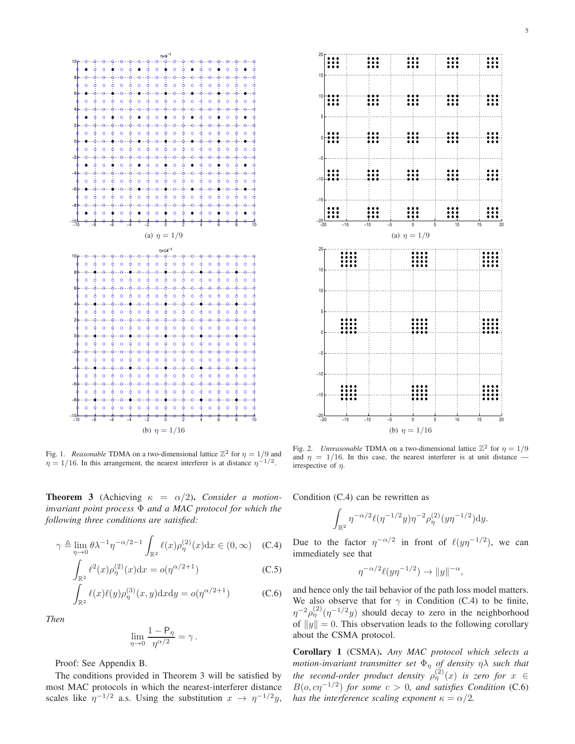(a) $\eta = 1/9$

(b) $\eta = 1/16$

Fig. 1. *Reasonable* TDMA on a two-dimensional lattice $\mathbb{Z}^2$ for $\eta = 1/9$ and $\eta = 1/16$. In this arrangement, the nearest interferer is at distance $\eta^{-1/2}$.

(a) $\eta = 1/9$

(b) $\eta = 1/16$

Fig. 2. *Unreasonable* TDMA on a two-dimensional lattice $\mathbb{Z}^2$ for $\eta = 1/9$ and $\eta = 1/16$. In this case, the nearest interferer is at unit distance — irrespective of $\eta$.

**Theorem 3** (Achieving $\kappa = \alpha/2$)**.** *Consider a motion-invariant point process $\Phi$ and a MAC protocol for which the following three conditions are satisfied:*

$$\gamma \triangleq \lim_{\eta\to 0} \theta\lambda^{-1}\eta^{-\alpha/2-1}\int_{\mathbb{R}^2}\ell(x)\rho^{(2)}_\eta(x)\mathrm{d}x \in (0,\infty) \quad \text{(C.4)}$$

$$\int_{\mathbb{R}^2}\ell^2(x)\rho^{(2)}_\eta(x)\mathrm{d}x = o(\eta^{\alpha/2+1}) \quad \text{(C.5)}$$

$$\int_{\mathbb{R}^2}\ell(x)\ell(y)\rho^{(3)}_\eta(x,y)\mathrm{d}x\mathrm{d}y = o(\eta^{\alpha/2+1}) \quad \text{(C.6)}$$

*Then*

$$\lim_{\eta\to 0}\frac{1-\mathsf{P}_\eta}{\eta^{\alpha/2}} = \gamma\,.$$

Proof: See Appendix B.

The conditions provided in Theorem 3 will be satisfied by most MAC protocols in which the nearest-interferer distance scales like $\eta^{-1/2}$ a.s. Using the substitution $x \to \eta^{-1/2}y$, Condition (C.4) can be rewritten as

$$\int_{\mathbb{R}^2}\eta^{-\alpha/2}\ell(\eta^{-1/2}y)\eta^{-2}\rho^{(2)}_\eta(y\eta^{-1/2})\mathrm{d}y.$$

Due to the factor $\eta^{-\alpha/2}$ in front of $\ell(y\eta^{-1/2})$, we can immediately see that

$$\eta^{-\alpha/2}\ell(y\eta^{-1/2}) \to \|y\|^{-\alpha},$$

and hence only the tail behavior of the path loss model matters. We also observe that for $\gamma$ in Condition (C.4) to be finite, $\eta^{-2}\rho^{(2)}_\eta(\eta^{-1/2}y)$ should decay to zero in the neighborhood of $\|y\| = 0$. This observation leads to the following corollary about the CSMA protocol.

**Corollary 1** (CSMA)**.** *Any MAC protocol which selects a motion-invariant transmitter set $\Phi_\eta$ of density $\eta\lambda$ such that the second-order product density $\rho^{(2)}_\eta(x)$ is zero for $x \in B(o, c\eta^{-1/2})$ for some $c > 0$, and satisfies Condition* (C.6) *has the interference scaling exponent $\kappa = \alpha/2$.*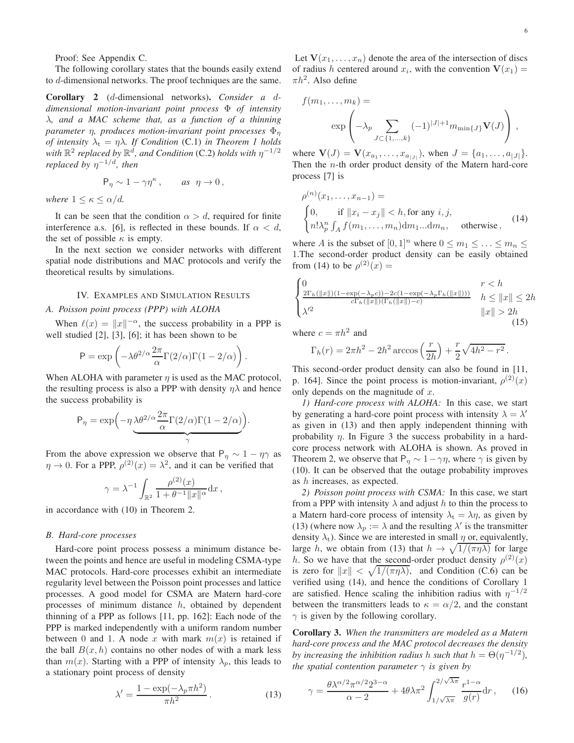Proof: See Appendix C.

The following corollary states that the bounds easily extend to $d$-dimensional networks. The proof techniques are the same.

**Corollary 2** ($d$-dimensional networks)**.** *Consider a $d$-dimensional motion-invariant point process $\Phi$ of intensity $\lambda$, and a MAC scheme that, as a function of a thinning parameter $\eta$, produces motion-invariant point processes $\Phi_\eta$ of intensity $\lambda_{\rm t} = \eta\lambda$. If Condition* (C.1) *in Theorem 1 holds with $\mathbb{R}^2$ replaced by $\mathbb{R}^d$, and Condition* (C.2) *holds with $\eta^{-1/2}$ replaced by $\eta^{-1/d}$, then*

$$\mathsf{P}_\eta \sim 1 - \gamma\eta^{\kappa}\,, \qquad \text{as } \eta \to 0\,,$$

*where $1 \le \kappa \le \alpha/d$.*

It can be seen that the condition $\alpha > d$, required for finite interference a.s. [6], is reflected in these bounds. If $\alpha < d$, the set of possible $\kappa$ is empty.

In the next section we consider networks with different spatial node distributions and MAC protocols and verify the theoretical results by simulations.

## IV. Examples and Simulation Results

### A. Poisson point process (PPP) with ALOHA

When $\ell(x) = \|x\|^{-\alpha}$, the success probability in a PPP is well studied [2], [3], [6]; it has been shown to be

$$\mathsf{P} = \exp\left(-\lambda\theta^{2/\alpha}\frac{2\pi}{\alpha}\Gamma(2/\alpha)\Gamma(1-2/\alpha)\right).$$

When ALOHA with parameter $\eta$ is used as the MAC protocol, the resulting process is also a PPP with density $\eta\lambda$ and hence the success probability is

$$\mathsf{P}_\eta = \exp\Big(-\eta\underbrace{\lambda\theta^{2/\alpha}\frac{2\pi}{\alpha}\Gamma(2/\alpha)\Gamma(1-2/\alpha)}_{\gamma}\Big).$$

From the above expression we observe that $\mathsf{P}_\eta \sim 1 - \eta\gamma$ as $\eta \to 0$. For a PPP, $\rho^{(2)}(x) = \lambda^2$, and it can be verified that

$$\gamma = \lambda^{-1}\int_{\mathbb{R}^2}\frac{\rho^{(2)}(x)}{1+\theta^{-1}\|x\|^{\alpha}}\mathrm{d}x\,,$$

in accordance with (10) in Theorem 2.

### B. Hard-core processes

Hard-core point process possess a minimum distance between the points and hence are useful in modeling CSMA-type MAC protocols. Hard-core processes exhibit an intermediate regularity level between the Poisson point processes and lattice processes. A good model for CSMA are Matern hard-core processes of minimum distance $h$, obtained by dependent thinning of a PPP as follows [11, pp. 162]: Each node of the PPP is marked independently with a uniform random number between 0 and 1. A node $x$ with mark $m(x)$ is retained if the ball $B(x,h)$ contains no other nodes of with a mark less than $m(x)$. Starting with a PPP of intensity $\lambda_p$, this leads to a stationary point process of density

$$\lambda' = \frac{1-\exp(-\lambda_p\pi h^2)}{\pi h^2}\,. \tag{13}$$

Let $\mathbf{V}(x_1,\ldots,x_n)$ denote the area of the intersection of discs of radius $h$ centered around $x_i$, with the convention $\mathbf{V}(x_1) = \pi h^2$. Also define

$$f(m_1,\ldots,m_k) = \exp\left(-\lambda_p\sum_{J\subset\{1,\ldots,k\}}(-1)^{|J|+1}m_{\min\{J\}}\mathbf{V}(J)\right),$$

where $\mathbf{V}(J) = \mathbf{V}(x_{a_1},\ldots,x_{a_{|J|}})$, when $J = \{a_1,\ldots,a_{|J|}\}$. Then the $n$-th order product density of the Matern hard-core process [7] is

$$\rho^{(n)}(x_1,\ldots,x_{n-1}) = \begin{cases}0, & \text{if } \|x_i - x_j\| < h, \text{for any } i,j,\\ n!\lambda_p^n\int_A f(m_1,\ldots,m_n)\mathrm{d}m_1\ldots\mathrm{d}m_n, & \text{otherwise}\,,\end{cases} \tag{14}$$

where $A$ is the subset of $[0,1]^n$ where $0 \le m_1 \le \ldots \le m_n \le 1$. The second-order product density can be easily obtained from (14) to be $\rho^{(2)}(x) =$

$$\begin{cases}0 & r < h\\ \frac{2\Gamma_h(\|x\|)(1-\exp(-\lambda_p c)) - 2c(1-\exp(-\lambda_p\Gamma_h(\|x\|)))}{c\Gamma_h(\|x\|)(\Gamma_h(\|x\|)-c)} & h \le \|x\| \le 2h\\ \lambda'^2 & \|x\| > 2h\end{cases} \tag{15}$$

where $c = \pi h^2$ and

$$\Gamma_h(r) = 2\pi h^2 - 2h^2\arccos\left(\frac{r}{2h}\right) + \frac{r}{2}\sqrt{4h^2 - r^2}\,.$$

This second-order product density can also be found in [11, p. 164]. Since the point process is motion-invariant, $\rho^{(2)}(x)$ only depends on the magnitude of $x$.

*1) Hard-core process with ALOHA:* In this case, we start by generating a hard-core point process with intensity $\lambda = \lambda'$ as given in (13) and then apply independent thinning with probability $\eta$. In Figure 3 the success probability in a hard-core process network with ALOHA is shown. As proved in Theorem 2, we observe that $\mathsf{P}_\eta \sim 1 - \gamma\eta$, where $\gamma$ is given by (10). It can be observed that the outage probability improves as $h$ increases, as expected.

*2) Poisson point process with CSMA:* In this case, we start from a PPP with intensity $\lambda$ and adjust $h$ to thin the process to a Matern hard-core process of intensity $\lambda_{\rm t} = \lambda\eta$, as given by (13) (where now $\lambda_p := \lambda$ and the resulting $\lambda'$ is the transmitter density $\lambda_{\rm t}$). Since we are interested in small $\eta$ or, equivalently, large $h$, we obtain from (13) that $h \to \sqrt{1/(\pi\eta\lambda)}$ for large $h$. So we have that the second-order product density $\rho^{(2)}(x)$ is zero for $\|x\| < \sqrt{1/(\pi\eta\lambda)}$, and Condition (C.6) can be verified using (14), and hence the conditions of Corollary 1 are satisfied. Hence scaling the inhibition radius with $\eta^{-1/2}$ between the transmitters leads to $\kappa = \alpha/2$, and the constant $\gamma$ is given by the following corollary.

**Corollary 3.** *When the transmitters are modeled as a Matern hard-core process and the MAC protocol decreases the density by increasing the inhibition radius $h$ such that $h = \Theta(\eta^{-1/2})$, the spatial contention parameter $\gamma$ is given by*

$$\gamma = \frac{\theta\lambda^{\alpha/2}\pi^{\alpha/2}2^{3-\alpha}}{\alpha-2} + 4\theta\lambda\pi^2\int_{1/\sqrt{\lambda\pi}}^{2/\sqrt{\lambda\pi}}\frac{r^{1-\alpha}}{g(r)}\mathrm{d}r\,, \tag{16}$$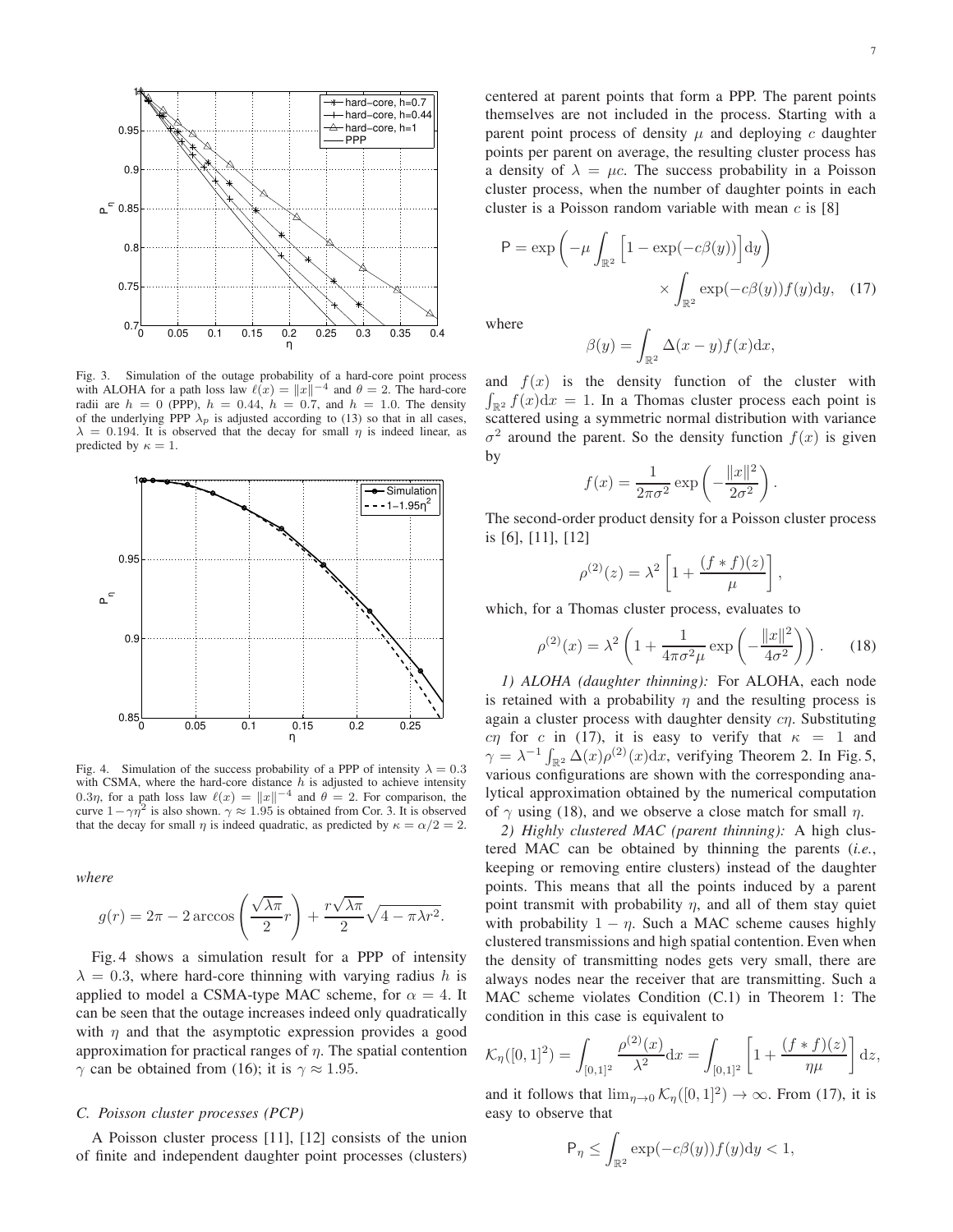Fig. 3. Simulation of the outage probability of a hard-core point process with ALOHA for a path loss law $\ell(x) = \|x\|^{-4}$ and $\theta = 2$. The hard-core radii are $h = 0$ (PPP), $h = 0.44$, $h = 0.7$, and $h = 1.0$. The density of the underlying PPP $\lambda_p$ is adjusted according to (13) so that in all cases, $\lambda = 0.194$. It is observed that the decay for small $\eta$ is indeed linear, as predicted by $\kappa = 1$.

Fig. 4. Simulation of the success probability of a PPP of intensity $\lambda = 0.3$ with CSMA, where the hard-core distance $h$ is adjusted to achieve intensity $0.3\eta$, for a path loss law $\ell(x) = \|x\|^{-4}$ and $\theta = 2$. For comparison, the curve $1-\gamma\eta^2$ is also shown. $\gamma \approx 1.95$ is obtained from Cor. 3. It is observed that the decay for small $\eta$ is indeed quadratic, as predicted by $\kappa = \alpha/2 = 2$.

*where*

$$g(r) = 2\pi - 2\arccos\left(\frac{\sqrt{\lambda\pi}}{2}r\right) + \frac{r\sqrt{\lambda\pi}}{2}\sqrt{4-\pi\lambda r^2}.$$

Fig. 4 shows a simulation result for a PPP of intensity $\lambda = 0.3$, where hard-core thinning with varying radius $h$ is applied to model a CSMA-type MAC scheme, for $\alpha = 4$. It can be seen that the outage increases indeed only quadratically with $\eta$ and that the asymptotic expression provides a good approximation for practical ranges of $\eta$. The spatial contention $\gamma$ can be obtained from (16); it is $\gamma \approx 1.95$.

### C. Poisson cluster processes (PCP)

A Poisson cluster process [11], [12] consists of the union of finite and independent daughter point processes (clusters) centered at parent points that form a PPP. The parent points themselves are not included in the process. Starting with a parent point process of density $\mu$ and deploying $c$ daughter points per parent on average, the resulting cluster process has a density of $\lambda = \mu c$. The success probability in a Poisson cluster process, when the number of daughter points in each cluster is a Poisson random variable with mean $c$ is [8]

$$\mathsf{P} = \exp\left(-\mu\int_{\mathbb{R}^2}\Big[1-\exp(-c\beta(y))\Big]\mathrm{d}y\right) \times \int_{\mathbb{R}^2}\exp(-c\beta(y))f(y)\mathrm{d}y, \quad (17)$$

where

$$\beta(y) = \int_{\mathbb{R}^2}\Delta(x-y)f(x)\mathrm{d}x,$$

and $f(x)$ is the density function of the cluster with $\int_{\mathbb{R}^2} f(x)\mathrm{d}x = 1$. In a Thomas cluster process each point is scattered using a symmetric normal distribution with variance $\sigma^2$ around the parent. So the density function $f(x)$ is given by

$$f(x) = \frac{1}{2\pi\sigma^2}\exp\left(-\frac{\|x\|^2}{2\sigma^2}\right).$$

The second-order product density for a Poisson cluster process is [6], [11], [12]

$$\rho^{(2)}(z) = \lambda^2\left[1+\frac{(f*f)(z)}{\mu}\right],$$

which, for a Thomas cluster process, evaluates to

$$\rho^{(2)}(x) = \lambda^2\left(1+\frac{1}{4\pi\sigma^2\mu}\exp\left(-\frac{\|x\|^2}{4\sigma^2}\right)\right). \quad (18)$$

*1) ALOHA (daughter thinning):* For ALOHA, each node is retained with a probability $\eta$ and the resulting process is again a cluster process with daughter density $c\eta$. Substituting $c\eta$ for $c$ in (17), it is easy to verify that $\kappa = 1$ and $\gamma = \lambda^{-1}\int_{\mathbb{R}^2}\Delta(x)\rho^{(2)}(x)\mathrm{d}x$, verifying Theorem 2. In Fig. 5, various configurations are shown with the corresponding analytical approximation obtained by the numerical computation of $\gamma$ using (18), and we observe a close match for small $\eta$.

*2) Highly clustered MAC (parent thinning):* A high clustered MAC can be obtained by thinning the parents (*i.e.*, keeping or removing entire clusters) instead of the daughter points. This means that all the points induced by a parent point transmit with probability $\eta$, and all of them stay quiet with probability $1-\eta$. Such a MAC scheme causes highly clustered transmissions and high spatial contention. Even when the density of transmitting nodes gets very small, there are always nodes near the receiver that are transmitting. Such a MAC scheme violates Condition (C.1) in Theorem 1: The condition in this case is equivalent to

$$\mathcal{K}_\eta([0,1]^2) = \int_{[0,1]^2}\frac{\rho^{(2)}(x)}{\lambda^2}\mathrm{d}x = \int_{[0,1]^2}\left[1+\frac{(f*f)(z)}{\eta\mu}\right]\mathrm{d}z,$$

and it follows that $\lim_{\eta\to 0}\mathcal{K}_\eta([0,1]^2) \to \infty$. From (17), it is easy to observe that

$$\mathsf{P}_\eta \leq \int_{\mathbb{R}^2}\exp(-c\beta(y))f(y)\mathrm{d}y < 1,$$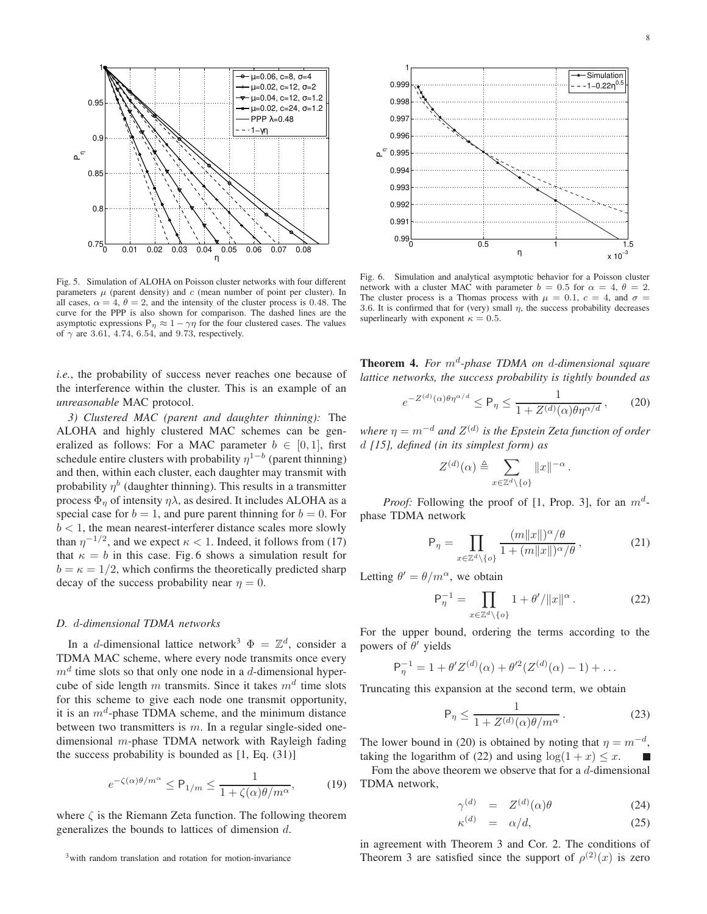Fig. 5. Simulation of ALOHA on Poisson cluster networks with four different parameters $\mu$ (parent density) and $c$ (mean number of point per cluster). In all cases, $\alpha = 4$, $\theta = 2$, and the intensity of the cluster process is 0.48. The curve for the PPP is also shown for comparison. The dashed lines are the asymptotic expressions $\mathsf{P}_\eta \approx 1 - \gamma\eta$ for the four clustered cases. The values of $\gamma$ are 3.61, 4.74, 6.54, and 9.73, respectively.

Fig. 6. Simulation and analytical asymptotic behavior for a Poisson cluster network with a cluster MAC with parameter $b = 0.5$ for $\alpha = 4$, $\theta = 2$. The cluster process is a Thomas process with $\mu = 0.1$, $c = 4$, and $\sigma = 3.6$. It is confirmed that for (very) small $\eta$, the success probability decreases superlinearly with exponent $\kappa = 0.5$.

*i.e.*, the probability of success never reaches one because of the interference within the cluster. This is an example of an *unreasonable* MAC protocol.

*3) Clustered MAC (parent and daughter thinning):* The ALOHA and highly clustered MAC schemes can be generalized as follows: For a MAC parameter $b \in [0, 1]$, first schedule entire clusters with probability $\eta^{1-b}$ (parent thinning) and then, within each cluster, each daughter may transmit with probability $\eta^b$ (daughter thinning). This results in a transmitter process $\Phi_\eta$ of intensity $\eta\lambda$, as desired. It includes ALOHA as a special case for $b = 1$, and pure parent thinning for $b = 0$. For $b < 1$, the mean nearest-interferer distance scales more slowly than $\eta^{-1/2}$, and we expect $\kappa < 1$. Indeed, it follows from (17) that $\kappa = b$ in this case. Fig. 6 shows a simulation result for $b = \kappa = 1/2$, which confirms the theoretically predicted sharp decay of the success probability near $\eta = 0$.

### D. $d$-dimensional TDMA networks

In a $d$-dimensional lattice network[3] $\Phi = \mathbb{Z}^d$, consider a TDMA MAC scheme, where every node transmits once every $m^d$ time slots so that only one node in a $d$-dimensional hypercube of side length $m$ transmits. Since it takes $m^d$ time slots for this scheme to give each node one transmit opportunity, it is an $m^d$-phase TDMA scheme, and the minimum distance between two transmitters is $m$. In a regular single-sided one-dimensional $m$-phase TDMA network with Rayleigh fading the success probability is bounded as [1, Eq. (31)]

$$e^{-\zeta(\alpha)\theta/m^\alpha} \leq \mathsf{P}_{1/m} \leq \frac{1}{1 + \zeta(\alpha)\theta/m^\alpha}, \qquad (19)$$

where $\zeta$ is the Riemann Zeta function. The following theorem generalizes the bounds to lattices of dimension $d$.

[3] with random translation and rotation for motion-invariance

**Theorem 4.** *For $m^d$-phase TDMA on $d$-dimensional square lattice networks, the success probability is tightly bounded as*

$$e^{-Z^{(d)}(\alpha)\theta\eta^{\alpha/d}} \leq \mathsf{P}_\eta \leq \frac{1}{1 + Z^{(d)}(\alpha)\theta\eta^{\alpha/d}}, \qquad (20)$$

*where $\eta = m^{-d}$ and $Z^{(d)}$ is the Epstein Zeta function of order $d$ [15], defined (in its simplest form) as*

$$Z^{(d)}(\alpha) \triangleq \sum_{x \in \mathbb{Z}^d \setminus \{o\}} \|x\|^{-\alpha}.$$

*Proof:* Following the proof of [1, Prop. 3], for an $m^d$-phase TDMA network

$$\mathsf{P}_\eta = \prod_{x \in \mathbb{Z}^d \setminus \{o\}} \frac{(m\|x\|)^\alpha/\theta}{1 + (m\|x\|)^\alpha/\theta}, \qquad (21)$$

Letting $\theta' = \theta/m^\alpha$, we obtain

$$\mathsf{P}_\eta^{-1} = \prod_{x \in \mathbb{Z}^d \setminus \{o\}} 1 + \theta'/\|x\|^\alpha. \qquad (22)$$

For the upper bound, ordering the terms according to the powers of $\theta'$ yields

$$\mathsf{P}_\eta^{-1} = 1 + \theta' Z^{(d)}(\alpha) + \theta'^2 (Z^{(d)}(\alpha) - 1) + \ldots$$

Truncating this expansion at the second term, we obtain

$$\mathsf{P}_\eta \leq \frac{1}{1 + Z^{(d)}(\alpha)\theta/m^\alpha}. \qquad (23)$$

The lower bound in (20) is obtained by noting that $\eta = m^{-d}$, taking the logarithm of (22) and using $\log(1 + x) \leq x$. ■

Fom the above theorem we observe that for a $d$-dimensional TDMA network,

$$\gamma^{(d)} = Z^{(d)}(\alpha)\theta \qquad (24)$$

$$\kappa^{(d)} = \alpha/d, \qquad (25)$$

in agreement with Theorem 3 and Cor. 2. The conditions of Theorem 3 are satisfied since the support of $\rho^{(2)}(x)$ is zero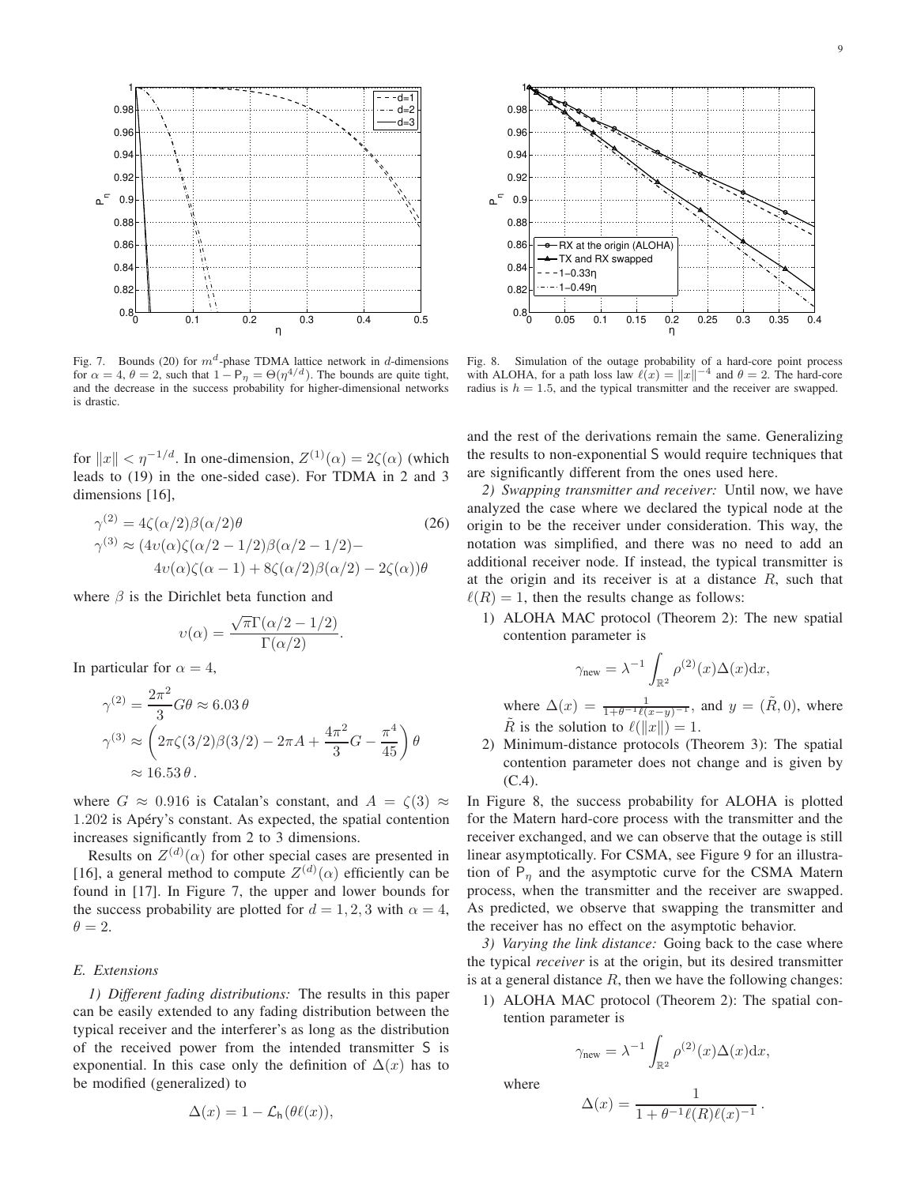Fig. 7. Bounds (20) for $m^d$-phase TDMA lattice network in $d$-dimensions for $\alpha = 4$, $\theta = 2$, such that $1 - \mathsf{P}_\eta = \Theta(\eta^{4/d})$. The bounds are quite tight, and the decrease in the success probability for higher-dimensional networks is drastic.

Fig. 8. Simulation of the outage probability of a hard-core point process with ALOHA, for a path loss law $\ell(x) = \|x\|^{-4}$ and $\theta = 2$. The hard-core radius is $h = 1.5$, and the typical transmitter and the receiver are swapped.

for $\|x\| < \eta^{-1/d}$. In one-dimension, $Z^{(1)}(\alpha) = 2\zeta(\alpha)$ (which leads to (19) in the one-sided case). For TDMA in 2 and 3 dimensions [16],

$$
\begin{aligned}
\gamma^{(2)} &= 4\zeta(\alpha/2)\beta(\alpha/2)\theta \qquad (26)\\
\gamma^{(3)} &\approx (4\upsilon(\alpha)\zeta(\alpha/2 - 1/2)\beta(\alpha/2 - 1/2) - \\
&\qquad 4\upsilon(\alpha)\zeta(\alpha - 1) + 8\zeta(\alpha/2)\beta(\alpha/2) - 2\zeta(\alpha))\theta
\end{aligned}
$$

where $\beta$ is the Dirichlet beta function and

$$
\upsilon(\alpha) = \frac{\sqrt{\pi}\,\Gamma(\alpha/2 - 1/2)}{\Gamma(\alpha/2)}.
$$

In particular for $\alpha = 4$,

$$
\begin{aligned}
\gamma^{(2)} &= \frac{2\pi^2}{3} G\theta \approx 6.03\,\theta \\
\gamma^{(3)} &\approx \left(2\pi\zeta(3/2)\beta(3/2) - 2\pi A + \frac{4\pi^2}{3} G - \frac{\pi^4}{45}\right)\theta \\
&\approx 16.53\,\theta\,.
\end{aligned}
$$

where $G \approx 0.916$ is Catalan's constant, and $A = \zeta(3) \approx 1.202$ is Apéry's constant. As expected, the spatial contention increases significantly from 2 to 3 dimensions.

Results on $Z^{(d)}(\alpha)$ for other special cases are presented in [16], a general method to compute $Z^{(d)}(\alpha)$ efficiently can be found in [17]. In Figure 7, the upper and lower bounds for the success probability are plotted for $d = 1, 2, 3$ with $\alpha = 4$, $\theta = 2$.

### E. Extensions

*1) Different fading distributions:* The results in this paper can be easily extended to any fading distribution between the typical receiver and the interferer's as long as the distribution of the received power from the intended transmitter $\mathsf{S}$ is exponential. In this case only the definition of $\Delta(x)$ has to be modified (generalized) to

$$
\Delta(x) = 1 - \mathcal{L}_{\mathsf{h}}(\theta\ell(x)),
$$

and the rest of the derivations remain the same. Generalizing the results to non-exponential $\mathsf{S}$ would require techniques that are significantly different from the ones used here.

*2) Swapping transmitter and receiver:* Until now, we have analyzed the case where we declared the typical node at the origin to be the receiver under consideration. This way, the notation was simplified, and there was no need to add an additional receiver node. If instead, the typical transmitter is at the origin and its receiver is at a distance $R$, such that $\ell(R) = 1$, then the results change as follows:

1) ALOHA MAC protocol (Theorem 2): The new spatial contention parameter is

$$
\gamma_{\text{new}} = \lambda^{-1} \int_{\mathbb{R}^2} \rho^{(2)}(x)\Delta(x)\mathrm{d}x,
$$

where $\Delta(x) = \frac{1}{1+\theta^{-1}\ell(x-y)^{-1}}$, and $y = (\tilde{R}, 0)$, where $\tilde{R}$ is the solution to $\ell(\|x\|) = 1$.

2) Minimum-distance protocols (Theorem 3): The spatial contention parameter does not change and is given by (C.4).

In Figure 8, the success probability for ALOHA is plotted for the Matern hard-core process with the transmitter and the receiver exchanged, and we can observe that the outage is still linear asymptotically. For CSMA, see Figure 9 for an illustration of $\mathsf{P}_\eta$ and the asymptotic curve for the CSMA Matern process, when the transmitter and the receiver are swapped. As predicted, we observe that swapping the transmitter and the receiver has no effect on the asymptotic behavior.

*3) Varying the link distance:* Going back to the case where the typical *receiver* is at the origin, but its desired transmitter is at a general distance $R$, then we have the following changes:

1) ALOHA MAC protocol (Theorem 2): The spatial contention parameter is

$$
\gamma_{\text{new}} = \lambda^{-1} \int_{\mathbb{R}^2} \rho^{(2)}(x)\Delta(x)\mathrm{d}x,
$$

where

$$
\Delta(x) = \frac{1}{1 + \theta^{-1}\ell(R)\ell(x)^{-1}}\,.
$$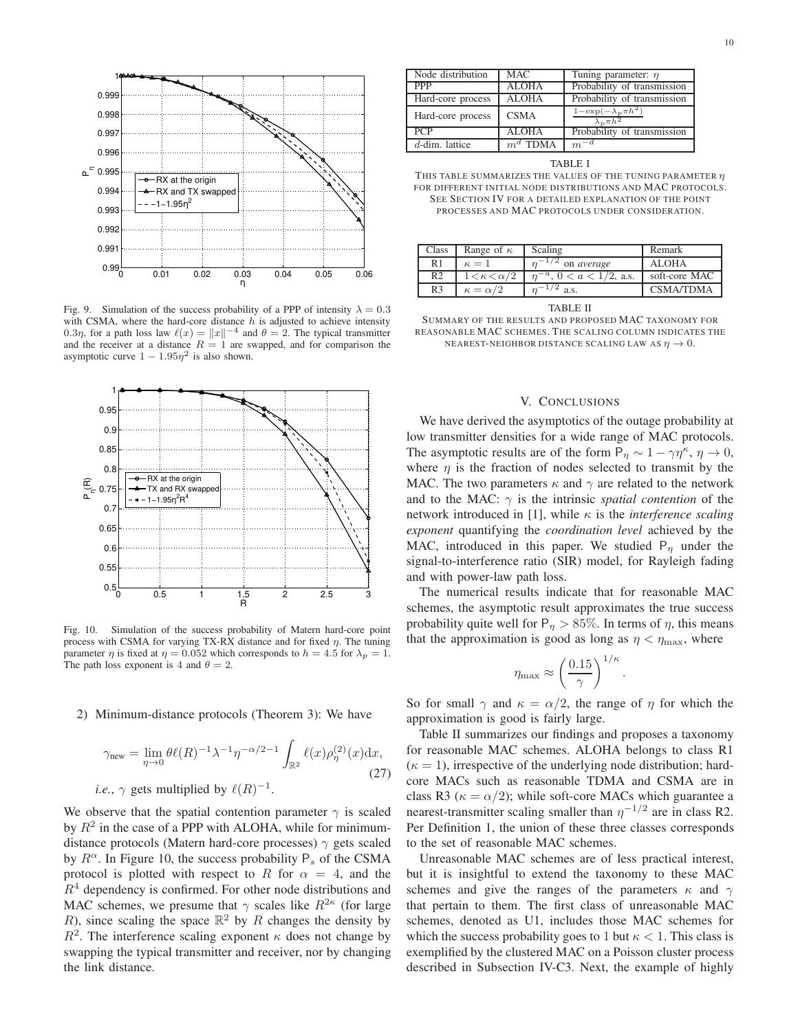Fig. 9. Simulation of the success probability of a PPP of intensity $\lambda = 0.3$ with CSMA, where the hard-core distance $h$ is adjusted to achieve intensity $0.3\eta$, for a path loss law $\ell(x) = \|x\|^{-4}$ and $\theta = 2$. The typical transmitter and the receiver at a distance $R = 1$ are swapped, and for comparison the asymptotic curve $1 - 1.95\eta^2$ is also shown.

Fig. 10. Simulation of the success probability of Matern hard-core point process with CSMA for varying TX-RX distance and for fixed $\eta$. The tuning parameter $\eta$ is fixed at $\eta = 0.052$ which corresponds to $h = 4.5$ for $\lambda_p = 1$. The path loss exponent is 4 and $\theta = 2$.

2) Minimum-distance protocols (Theorem 3): We have

$$\gamma_{\text{new}} = \lim_{\eta \to 0} \theta \ell(R)^{-1} \lambda^{-1} \eta^{-\alpha/2-1} \int_{\mathbb{R}^2} \ell(x) \rho_\eta^{(2)}(x) \mathrm{d}x, \tag{27}$$

*i.e.*, $\gamma$ gets multiplied by $\ell(R)^{-1}$.

We observe that the spatial contention parameter $\gamma$ is scaled by $R^2$ in the case of a PPP with ALOHA, while for minimum-distance protocols (Matern hard-core processes) $\gamma$ gets scaled by $R^\alpha$. In Figure 10, the success probability $\mathsf{P}_s$ of the CSMA protocol is plotted with respect to $R$ for $\alpha = 4$, and the $R^4$ dependency is confirmed. For other node distributions and MAC schemes, we presume that $\gamma$ scales like $R^{2\kappa}$ (for large $R$), since scaling the space $\mathbb{R}^2$ by $R$ changes the density by $R^2$. The interference scaling exponent $\kappa$ does not change by swapping the typical transmitter and receiver, nor by changing the link distance.

| Node distribution | MAC | Tuning parameter: $\eta$ |
|---|---|---|
| PPP | ALOHA | Probability of transmission |
| Hard-core process | ALOHA | Probability of transmission |
| Hard-core process | CSMA | $\frac{1-\exp(-\lambda_p \pi h^2)}{\lambda_p \pi h^2}$ |
| PCP | ALOHA | Probability of transmission |
| $d$-dim. lattice | $m^d$ TDMA | $m^{-d}$ |

TABLE I

THIS TABLE SUMMARIZES THE VALUES OF THE TUNING PARAMETER $\eta$ FOR DIFFERENT INITIAL NODE DISTRIBUTIONS AND MAC PROTOCOLS. SEE SECTION IV FOR A DETAILED EXPLANATION OF THE POINT PROCESSES AND MAC PROTOCOLS UNDER CONSIDERATION.

| Class | Range of $\kappa$ | Scaling | Remark |
|---|---|---|---|
| R1 | $\kappa = 1$ | $\eta^{-1/2}$ on *average* | ALOHA |
| R2 | $1 < \kappa < \alpha/2$ | $\eta^{-a}$, $0 < a < 1/2$, a.s. | soft-core MAC |
| R3 | $\kappa = \alpha/2$ | $\eta^{-1/2}$ a.s. | CSMA/TDMA |

TABLE II

SUMMARY OF THE RESULTS AND PROPOSED MAC TAXONOMY FOR REASONABLE MAC SCHEMES. THE SCALING COLUMN INDICATES THE NEAREST-NEIGHBOR DISTANCE SCALING LAW AS $\eta \to 0$.

## V. CONCLUSIONS

We have derived the asymptotics of the outage probability at low transmitter densities for a wide range of MAC protocols. The asymptotic results are of the form $\mathsf{P}_\eta \sim 1 - \gamma \eta^\kappa$, $\eta \to 0$, where $\eta$ is the fraction of nodes selected to transmit by the MAC. The two parameters $\kappa$ and $\gamma$ are related to the network and to the MAC: $\gamma$ is the intrinsic *spatial contention* of the network introduced in [1], while $\kappa$ is the *interference scaling exponent* quantifying the *coordination level* achieved by the MAC, introduced in this paper. We studied $\mathsf{P}_\eta$ under the signal-to-interference ratio (SIR) model, for Rayleigh fading and with power-law path loss.

The numerical results indicate that for reasonable MAC schemes, the asymptotic result approximates the true success probability quite well for $\mathsf{P}_\eta > 85\%$. In terms of $\eta$, this means that the approximation is good as long as $\eta < \eta_{\max}$, where

$$\eta_{\max} \approx \left( \frac{0.15}{\gamma} \right)^{1/\kappa}.$$

So for small $\gamma$ and $\kappa = \alpha/2$, the range of $\eta$ for which the approximation is good is fairly large.

Table II summarizes our findings and proposes a taxonomy for reasonable MAC schemes. ALOHA belongs to class R1 ($\kappa = 1$), irrespective of the underlying node distribution; hard-core MACs such as reasonable TDMA and CSMA are in class R3 ($\kappa = \alpha/2$); while soft-core MACs which guarantee a nearest-transmitter scaling smaller than $\eta^{-1/2}$ are in class R2. Per Definition 1, the union of these three classes corresponds to the set of reasonable MAC schemes.

Unreasonable MAC schemes are of less practical interest, but it is insightful to extend the taxonomy to these MAC schemes and give the ranges of the parameters $\kappa$ and $\gamma$ that pertain to them. The first class of unreasonable MAC schemes, denoted as U1, includes those MAC schemes for which the success probability goes to 1 but $\kappa < 1$. This class is exemplified by the clustered MAC on a Poisson cluster process described in Subsection IV-C3. Next, the example of highly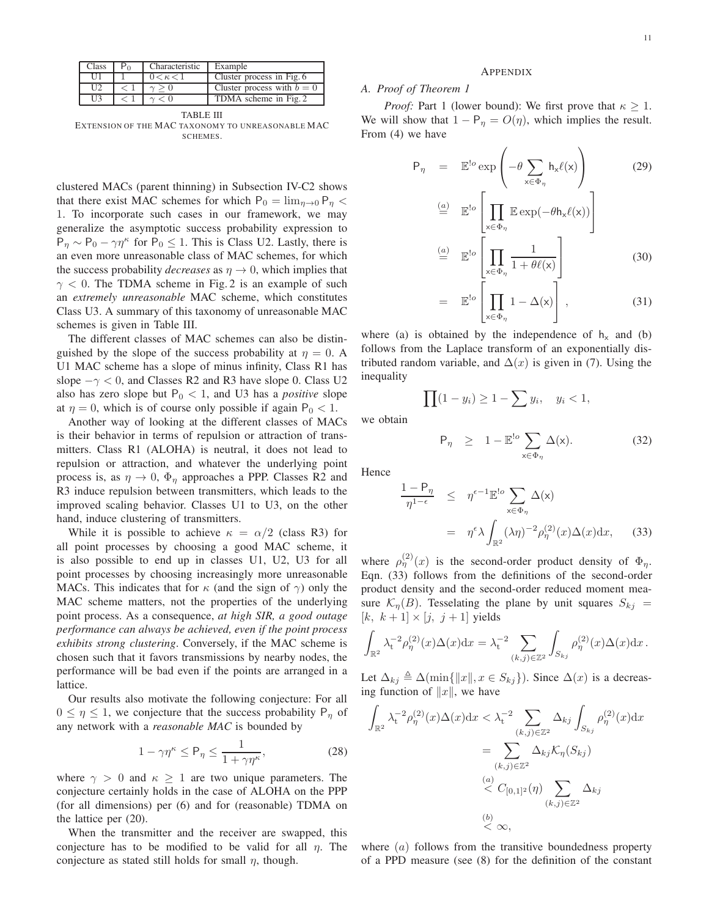| Class | $\mathsf{P}_0$ | Characteristic | Example |
|---|---|---|---|
| U1 | 1 | $0 < \kappa < 1$ | Cluster process in Fig. 6 |
| U2 | $< 1$ | $\gamma \geq 0$ | Cluster process with $b = 0$ |
| U3 | $< 1$ | $\gamma < 0$ | TDMA scheme in Fig. 2 |

TABLE III
EXTENSION OF THE MAC TAXONOMY TO UNREASONABLE MAC SCHEMES.

clustered MACs (parent thinning) in Subsection IV-C2 shows that there exist MAC schemes for which $\mathsf{P}_0 = \lim_{\eta \to 0} \mathsf{P}_\eta < 1$. To incorporate such cases in our framework, we may generalize the asymptotic success probability expression to $\mathsf{P}_\eta \sim \mathsf{P}_0 - \gamma\eta^\kappa$ for $\mathsf{P}_0 \leq 1$. This is Class U2. Lastly, there is an even more unreasonable class of MAC schemes, for which the success probability *decreases* as $\eta \to 0$, which implies that $\gamma < 0$. The TDMA scheme in Fig. 2 is an example of such an *extremely unreasonable* MAC scheme, which constitutes Class U3. A summary of this taxonomy of unreasonable MAC schemes is given in Table III.

The different classes of MAC schemes can also be distinguished by the slope of the success probability at $\eta = 0$. A U1 MAC scheme has a slope of minus infinity, Class R1 has slope $-\gamma < 0$, and Classes R2 and R3 have slope 0. Class U2 also has zero slope but $\mathsf{P}_0 < 1$, and U3 has a *positive* slope at $\eta = 0$, which is of course only possible if again $\mathsf{P}_0 < 1$.

Another way of looking at the different classes of MACs is their behavior in terms of repulsion or attraction of transmitters. Class R1 (ALOHA) is neutral, it does not lead to repulsion or attraction, and whatever the underlying point process is, as $\eta \to 0$, $\Phi_\eta$ approaches a PPP. Classes R2 and R3 induce repulsion between transmitters, which leads to the improved scaling behavior. Classes U1 to U3, on the other hand, induce clustering of transmitters.

While it is possible to achieve $\kappa = \alpha/2$ (class R3) for all point processes by choosing a good MAC scheme, it is also possible to end up in classes U1, U2, U3 for all point processes by choosing increasingly more unreasonable MACs. This indicates that for $\kappa$ (and the sign of $\gamma$) only the MAC scheme matters, not the properties of the underlying point process. As a consequence, *at high SIR, a good outage performance can always be achieved, even if the point process exhibits strong clustering*. Conversely, if the MAC scheme is chosen such that it favors transmissions by nearby nodes, the performance will be bad even if the points are arranged in a lattice.

Our results also motivate the following conjecture: For all $0 \leq \eta \leq 1$, we conjecture that the success probability $\mathsf{P}_\eta$ of any network with a *reasonable MAC* is bounded by

$$1 - \gamma\eta^\kappa \leq \mathsf{P}_\eta \leq \frac{1}{1 + \gamma\eta^\kappa}, \tag{28}$$

where $\gamma > 0$ and $\kappa \geq 1$ are two unique parameters. The conjecture certainly holds in the case of ALOHA on the PPP (for all dimensions) per (6) and for (reasonable) TDMA on the lattice per (20).

When the transmitter and the receiver are swapped, this conjecture has to be modified to be valid for all $\eta$. The conjecture as stated still holds for small $\eta$, though.

## APPENDIX

### A. Proof of Theorem 1

*Proof:* Part 1 (lower bound): We first prove that $\kappa \geq 1$. We will show that $1 - \mathsf{P}_\eta = O(\eta)$, which implies the result. From (4) we have

$$\begin{aligned}
\mathsf{P}_\eta &= \mathbb{E}^{!o} \exp\left(-\theta \sum_{\mathsf{x} \in \Phi_\eta} \mathsf{h}_\mathsf{x} \ell(\mathsf{x})\right) && (29)\\
&\overset{(a)}{=} \mathbb{E}^{!o}\left[\prod_{\mathsf{x} \in \Phi_\eta} \mathbb{E}\exp(-\theta \mathsf{h}_\mathsf{x} \ell(\mathsf{x}))\right] \\
&\overset{(a)}{=} \mathbb{E}^{!o}\left[\prod_{\mathsf{x} \in \Phi_\eta} \frac{1}{1 + \theta\ell(\mathsf{x})}\right] && (30)\\
&= \mathbb{E}^{!o}\left[\prod_{\mathsf{x} \in \Phi_\eta} 1 - \Delta(\mathsf{x})\right], && (31)
\end{aligned}$$

where (a) is obtained by the independence of $\mathsf{h}_\mathsf{x}$ and (b) follows from the Laplace transform of an exponentially distributed random variable, and $\Delta(x)$ is given in (7). Using the inequality

$$\prod(1 - y_i) \geq 1 - \sum y_i, \quad y_i < 1,$$

we obtain

$$\mathsf{P}_\eta \geq 1 - \mathbb{E}^{!o} \sum_{\mathsf{x} \in \Phi_\eta} \Delta(\mathsf{x}). \tag{32}$$

Hence

$$\begin{aligned}
\frac{1 - \mathsf{P}_\eta}{\eta^{1-\epsilon}} &\leq \eta^{\epsilon - 1}\mathbb{E}^{!o} \sum_{\mathsf{x} \in \Phi_\eta} \Delta(\mathsf{x}) \\
&= \eta^\epsilon \lambda \int_{\mathbb{R}^2} (\lambda\eta)^{-2} \rho_\eta^{(2)}(x)\Delta(x)\mathrm{d}x, && (33)
\end{aligned}$$

where $\rho_\eta^{(2)}(x)$ is the second-order product density of $\Phi_\eta$. Eqn. (33) follows from the definitions of the second-order product density and the second-order reduced moment measure $\mathcal{K}_\eta(B)$. Tesselating the plane by unit squares $S_{kj} = [k,\ k+1] \times [j,\ j+1]$ yields

$$\int_{\mathbb{R}^2} \lambda_\mathsf{t}^{-2} \rho_\eta^{(2)}(x)\Delta(x)\mathrm{d}x = \lambda_\mathsf{t}^{-2} \sum_{(k,j) \in \mathbb{Z}^2} \int_{S_{kj}} \rho_\eta^{(2)}(x)\Delta(x)\mathrm{d}x\,.$$

Let $\Delta_{kj} \triangleq \Delta(\min\{\|x\|, x \in S_{kj}\})$. Since $\Delta(x)$ is a decreasing function of $\|x\|$, we have

$$\begin{aligned}
\int_{\mathbb{R}^2} \lambda_\mathsf{t}^{-2} \rho_\eta^{(2)}(x)\Delta(x)\mathrm{d}x &< \lambda_\mathsf{t}^{-2} \sum_{(k,j) \in \mathbb{Z}^2} \Delta_{kj} \int_{S_{kj}} \rho_\eta^{(2)}(x)\mathrm{d}x \\
&= \sum_{(k,j) \in \mathbb{Z}^2} \Delta_{kj} \mathcal{K}_\eta(S_{kj}) \\
&\overset{(a)}{<} C_{[0,1]^2}(\eta) \sum_{(k,j) \in \mathbb{Z}^2} \Delta_{kj} \\
&\overset{(b)}{<} \infty,
\end{aligned}$$

where $(a)$ follows from the transitive boundedness property of a PPD measure (see (8) for the definition of the constant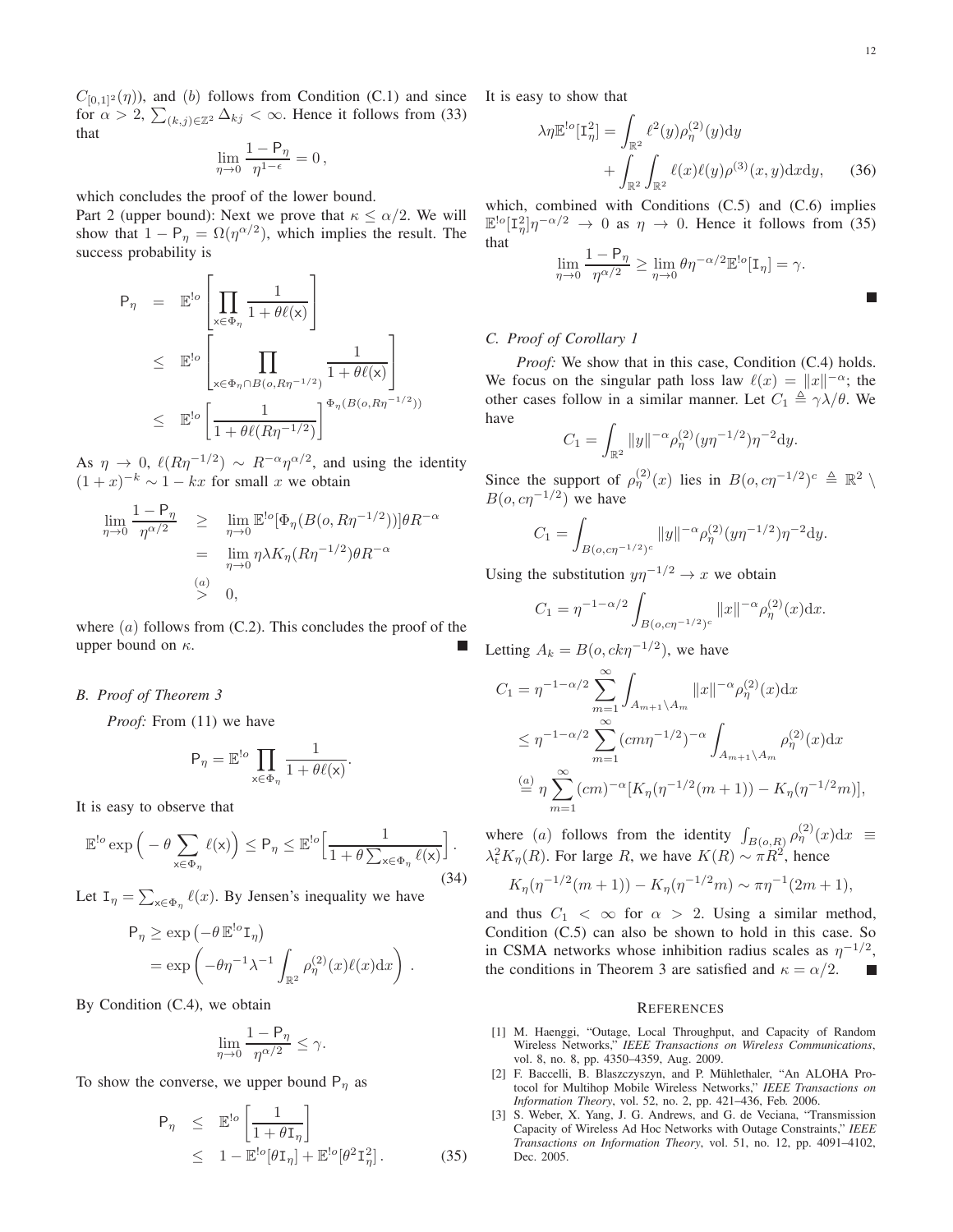$C_{[0,1]^2}(\eta)$), and $(b)$ follows from Condition (C.1) and since for $\alpha > 2$, $\sum_{(k,j)\in\mathbb{Z}^2} \Delta_{kj} < \infty$. Hence it follows from (33) that

$$\lim_{\eta\to 0} \frac{1-\mathsf{P}_\eta}{\eta^{1-\epsilon}} = 0\,,$$

which concludes the proof of the lower bound.

Part 2 (upper bound): Next we prove that $\kappa \le \alpha/2$. We will show that $1-\mathsf{P}_\eta = \Omega(\eta^{\alpha/2})$, which implies the result. The success probability is

$$\begin{aligned}
\mathsf{P}_\eta &= \mathbb{E}^{!o}\left[\prod_{\mathsf{x}\in\Phi_\eta} \frac{1}{1+\theta\ell(\mathsf{x})}\right] \\
&\le \mathbb{E}^{!o}\left[\prod_{\mathsf{x}\in\Phi_\eta\cap B(o,R\eta^{-1/2})} \frac{1}{1+\theta\ell(\mathsf{x})}\right] \\
&\le \mathbb{E}^{!o}\left[\frac{1}{1+\theta\ell(R\eta^{-1/2})}\right]^{\Phi_\eta(B(o,R\eta^{-1/2}))}
\end{aligned}$$

As $\eta\to 0$, $\ell(R\eta^{-1/2}) \sim R^{-\alpha}\eta^{\alpha/2}$, and using the identity $(1+x)^{-k} \sim 1-kx$ for small $x$ we obtain

$$\begin{aligned}
\lim_{\eta\to 0} \frac{1-\mathsf{P}_\eta}{\eta^{\alpha/2}} &\ge \lim_{\eta\to 0} \mathbb{E}^{!o}[\Phi_\eta(B(o,R\eta^{-1/2}))]\theta R^{-\alpha} \\
&= \lim_{\eta\to 0} \eta\lambda K_\eta(R\eta^{-1/2})\theta R^{-\alpha} \\
&\stackrel{(a)}{>} 0,
\end{aligned}$$

where $(a)$ follows from (C.2). This concludes the proof of the upper bound on $\kappa$. ∎

### B. Proof of Theorem 3

*Proof:* From (11) we have

$$\mathsf{P}_\eta = \mathbb{E}^{!o}\prod_{\mathsf{x}\in\Phi_\eta} \frac{1}{1+\theta\ell(\mathsf{x})}.$$

It is easy to observe that

$$\mathbb{E}^{!o}\exp\Big(-\theta\sum_{\mathsf{x}\in\Phi_\eta}\ell(\mathsf{x})\Big) \le \mathsf{P}_\eta \le \mathbb{E}^{!o}\Big[\frac{1}{1+\theta\sum_{\mathsf{x}\in\Phi_\eta}\ell(\mathsf{x})}\Big]\,. \tag{34}$$

Let $\mathtt{I}_\eta = \sum_{\mathsf{x}\in\Phi_\eta}\ell(x)$. By Jensen's inequality we have

$$\begin{aligned}
\mathsf{P}_\eta &\ge \exp\left(-\theta\,\mathbb{E}^{!o}\mathtt{I}_\eta\right) \\
&= \exp\left(-\theta\eta^{-1}\lambda^{-1}\int_{\mathbb{R}^2}\rho_\eta^{(2)}(x)\ell(x)\mathrm{d}x\right)\,.
\end{aligned}$$

By Condition (C.4), we obtain

$$\lim_{\eta\to 0}\frac{1-\mathsf{P}_\eta}{\eta^{\alpha/2}} \le \gamma.$$

To show the converse, we upper bound $\mathsf{P}_\eta$ as

$$\begin{aligned}
\mathsf{P}_\eta &\le \mathbb{E}^{!o}\left[\frac{1}{1+\theta\mathtt{I}_\eta}\right] \\
&\le 1-\mathbb{E}^{!o}[\theta\mathtt{I}_\eta] + \mathbb{E}^{!o}[\theta^2\mathtt{I}_\eta^2]\,.
\end{aligned} \tag{35}$$

It is easy to show that

$$\begin{aligned}
\lambda\eta\mathbb{E}^{!o}[\mathtt{I}_\eta^2] &= \int_{\mathbb{R}^2}\ell^2(y)\rho_\eta^{(2)}(y)\mathrm{d}y \\
&\quad + \int_{\mathbb{R}^2}\int_{\mathbb{R}^2}\ell(x)\ell(y)\rho^{(3)}(x,y)\mathrm{d}x\mathrm{d}y,
\end{aligned} \tag{36}$$

which, combined with Conditions (C.5) and (C.6) implies $\mathbb{E}^{!o}[\mathtt{I}_\eta^2]\eta^{-\alpha/2}\to 0$ as $\eta\to 0$. Hence it follows from (35) that

$$\lim_{\eta\to 0}\frac{1-\mathsf{P}_\eta}{\eta^{\alpha/2}} \ge \lim_{\eta\to 0}\theta\eta^{-\alpha/2}\mathbb{E}^{!o}[\mathtt{I}_\eta] = \gamma.$$

∎

### C. Proof of Corollary 1

*Proof:* We show that in this case, Condition (C.4) holds. We focus on the singular path loss law $\ell(x) = \|x\|^{-\alpha}$; the other cases follow in a similar manner. Let $C_1 \triangleq \gamma\lambda/\theta$. We have

$$C_1 = \int_{\mathbb{R}^2}\|y\|^{-\alpha}\rho_\eta^{(2)}(y\eta^{-1/2})\eta^{-2}\mathrm{d}y.$$

Since the support of $\rho_\eta^{(2)}(x)$ lies in $B(o,c\eta^{-1/2})^c \triangleq \mathbb{R}^2\setminus B(o,c\eta^{-1/2})$ we have

$$C_1 = \int_{B(o,c\eta^{-1/2})^c}\|y\|^{-\alpha}\rho_\eta^{(2)}(y\eta^{-1/2})\eta^{-2}\mathrm{d}y.$$

Using the substitution $y\eta^{-1/2}\to x$ we obtain

$$C_1 = \eta^{-1-\alpha/2}\int_{B(o,c\eta^{-1/2})^c}\|x\|^{-\alpha}\rho_\eta^{(2)}(x)\mathrm{d}x.$$

Letting $A_k = B(o,ck\eta^{-1/2})$, we have

$$\begin{aligned}
C_1 &= \eta^{-1-\alpha/2}\sum_{m=1}^{\infty}\int_{A_{m+1}\setminus A_m}\|x\|^{-\alpha}\rho_\eta^{(2)}(x)\mathrm{d}x \\
&\le \eta^{-1-\alpha/2}\sum_{m=1}^{\infty}(cm\eta^{-1/2})^{-\alpha}\int_{A_{m+1}\setminus A_m}\rho_\eta^{(2)}(x)\mathrm{d}x \\
&\stackrel{(a)}{=} \eta\sum_{m=1}^{\infty}(cm)^{-\alpha}[K_\eta(\eta^{-1/2}(m+1)) - K_\eta(\eta^{-1/2}m)],
\end{aligned}$$

where $(a)$ follows from the identity $\int_{B(o,R)}\rho_\eta^{(2)}(x)\mathrm{d}x \equiv \lambda_\mathrm{t}^2 K_\eta(R)$. For large $R$, we have $K(R)\sim\pi R^2$, hence

$$K_\eta(\eta^{-1/2}(m+1)) - K_\eta(\eta^{-1/2}m) \sim \pi\eta^{-1}(2m+1),$$

and thus $C_1 < \infty$ for $\alpha > 2$. Using a similar method, Condition (C.5) can also be shown to hold in this case. So in CSMA networks whose inhibition radius scales as $\eta^{-1/2}$, the conditions in Theorem 3 are satisfied and $\kappa = \alpha/2$. ∎

## References

[1] M. Haenggi, "Outage, Local Throughput, and Capacity of Random Wireless Networks," *IEEE Transactions on Wireless Communications*, vol. 8, no. 8, pp. 4350–4359, Aug. 2009.

[2] F. Baccelli, B. Blaszczyszyn, and P. Mühlethaler, "An ALOHA Protocol for Multihop Mobile Wireless Networks," *IEEE Transactions on Information Theory*, vol. 52, no. 2, pp. 421–436, Feb. 2006.

[3] S. Weber, X. Yang, J. G. Andrews, and G. de Veciana, "Transmission Capacity of Wireless Ad Hoc Networks with Outage Constraints," *IEEE Transactions on Information Theory*, vol. 51, no. 12, pp. 4091–4102, Dec. 2005.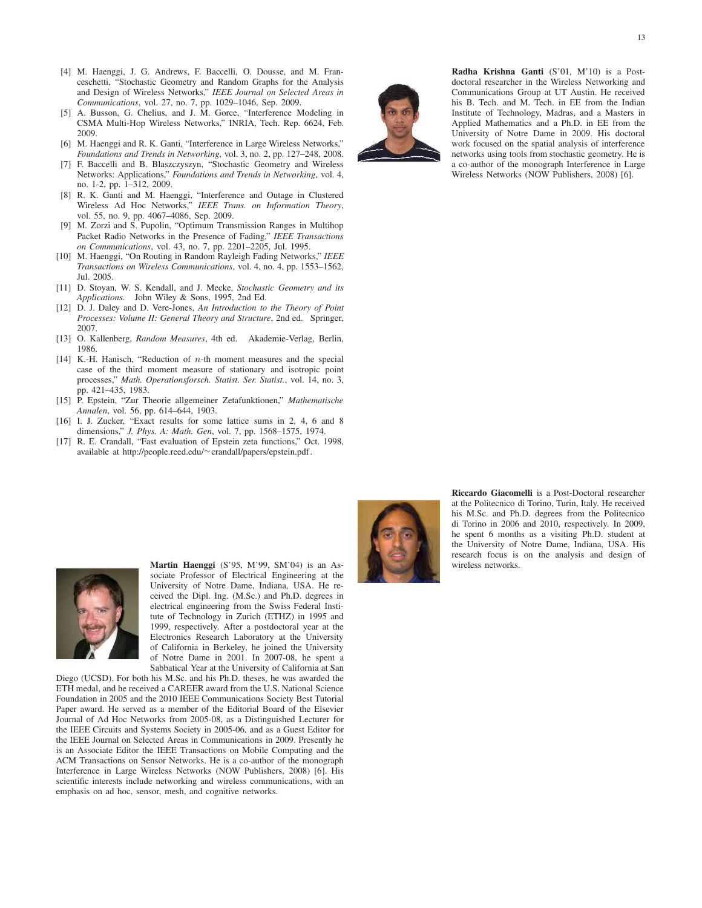[4] M. Haenggi, J. G. Andrews, F. Baccelli, O. Dousse, and M. Franceschetti, "Stochastic Geometry and Random Graphs for the Analysis and Design of Wireless Networks," *IEEE Journal on Selected Areas in Communications*, vol. 27, no. 7, pp. 1029–1046, Sep. 2009.

[5] A. Busson, G. Chelius, and J. M. Gorce, "Interference Modeling in CSMA Multi-Hop Wireless Networks," INRIA, Tech. Rep. 6624, Feb. 2009.

[6] M. Haenggi and R. K. Ganti, "Interference in Large Wireless Networks," *Foundations and Trends in Networking*, vol. 3, no. 2, pp. 127–248, 2008.

[7] F. Baccelli and B. Blaszczyszyn, "Stochastic Geometry and Wireless Networks: Applications," *Foundations and Trends in Networking*, vol. 4, no. 1-2, pp. 1–312, 2009.

[8] R. K. Ganti and M. Haenggi, "Interference and Outage in Clustered Wireless Ad Hoc Networks," *IEEE Trans. on Information Theory*, vol. 55, no. 9, pp. 4067–4086, Sep. 2009.

[9] M. Zorzi and S. Pupolin, "Optimum Transmission Ranges in Multihop Packet Radio Networks in the Presence of Fading," *IEEE Transactions on Communications*, vol. 43, no. 7, pp. 2201–2205, Jul. 1995.

[10] M. Haenggi, "On Routing in Random Rayleigh Fading Networks," *IEEE Transactions on Wireless Communications*, vol. 4, no. 4, pp. 1553–1562, Jul. 2005.

[11] D. Stoyan, W. S. Kendall, and J. Mecke, *Stochastic Geometry and its Applications*. John Wiley & Sons, 1995, 2nd Ed.

[12] D. J. Daley and D. Vere-Jones, *An Introduction to the Theory of Point Processes: Volume II: General Theory and Structure*, 2nd ed. Springer, 2007.

[13] O. Kallenberg, *Random Measures*, 4th ed. Akademie-Verlag, Berlin, 1986.

[14] K.-H. Hanisch, "Reduction of $n$-th moment measures and the special case of the third moment measure of stationary and isotropic point processes," *Math. Operationsforsch. Statist. Ser. Statist.*, vol. 14, no. 3, pp. 421–435, 1983.

[15] P. Epstein, "Zur Theorie allgemeiner Zetafunktionen," *Mathematische Annalen*, vol. 56, pp. 614–644, 1903.

[16] I. J. Zucker, "Exact results for some lattice sums in 2, 4, 6 and 8 dimensions," *J. Phys. A: Math. Gen*, vol. 7, pp. 1568–1575, 1974.

[17] R. E. Crandall, "Fast evaluation of Epstein zeta functions," Oct. 1998, available at http://people.reed.edu/~crandall/papers/epstein.pdf.

**Martin Haenggi** (S'95, M'99, SM'04) is an Associate Professor of Electrical Engineering at the University of Notre Dame, Indiana, USA. He received the Dipl. Ing. (M.Sc.) and Ph.D. degrees in electrical engineering from the Swiss Federal Institute of Technology in Zurich (ETHZ) in 1995 and 1999, respectively. After a postdoctoral year at the Electronics Research Laboratory at the University of California in Berkeley, he joined the University of Notre Dame in 2001. In 2007-08, he spent a Sabbatical Year at the University of California at San Diego (UCSD). For both his M.Sc. and his Ph.D. theses, he was awarded the ETH medal, and he received a CAREER award from the U.S. National Science Foundation in 2005 and the 2010 IEEE Communications Society Best Tutorial Paper award. He served as a member of the Editorial Board of the Elsevier Journal of Ad Hoc Networks from 2005-08, as a Distinguished Lecturer for the IEEE Circuits and Systems Society in 2005-06, and as a Guest Editor for the IEEE Journal on Selected Areas in Communications in 2009. Presently he is an Associate Editor the IEEE Transactions on Mobile Computing and the ACM Transactions on Sensor Networks. He is a co-author of the monograph Interference in Large Wireless Networks (NOW Publishers, 2008) [6]. His scientific interests include networking and wireless communications, with an emphasis on ad hoc, sensor, mesh, and cognitive networks.

**Radha Krishna Ganti** (S'01, M'10) is a Post-doctoral researcher in the Wireless Networking and Communications Group at UT Austin. He received his B. Tech. and M. Tech. in EE from the Indian Institute of Technology, Madras, and a Masters in Applied Mathematics and a Ph.D. in EE from the University of Notre Dame in 2009. His doctoral work focused on the spatial analysis of interference networks using tools from stochastic geometry. He is a co-author of the monograph Interference in Large Wireless Networks (NOW Publishers, 2008) [6].

**Riccardo Giacomelli** is a Post-Doctoral researcher at the Politecnico di Torino, Turin, Italy. He received his M.Sc. and Ph.D. degrees from the Politecnico di Torino in 2006 and 2010, respectively. In 2009, he spent 6 months as a visiting Ph.D. student at the University of Notre Dame, Indiana, USA. His research focus is on the analysis and design of wireless networks.